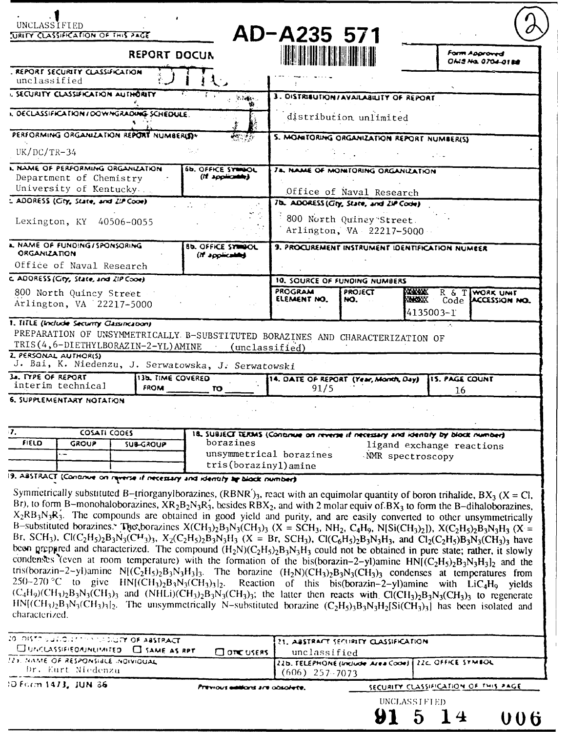UNCLASSIFIED

SECURITY CLASSIFICATION OF THIS PAGE

# AD-A235 571

## REPORT DOCUMENTATION PAGE

Form Approved OMB No. 0704-0188

| Field | Entry |
|---|---|
| 1a. REPORT SECURITY CLASSIFICATION | unclassified |
| 2a. SECURITY CLASSIFICATION AUTHORITY | |
| 2b. DECLASSIFICATION / DOWNGRADING SCHEDULE | |
| 3. DISTRIBUTION / AVAILABILITY OF REPORT | distribution unlimited |
| 4. PERFORMING ORGANIZATION REPORT NUMBER(S) | UK/DC/TR-34 |
| 5. MONITORING ORGANIZATION REPORT NUMBER(S) | |
| 6a. NAME OF PERFORMING ORGANIZATION | Department of Chemistry, University of Kentucky |
| 6b. OFFICE SYMBOL (If applicable) | |
| 6c. ADDRESS (City, State, and ZIP Code) | Lexington, KY 40506-0055 |
| 7a. NAME OF MONITORING ORGANIZATION | Office of Naval Research |
| 7b. ADDRESS (City, State, and ZIP Code) | 800 North Quincy Street, Arlington, VA 22217-5000 |
| 8a. NAME OF FUNDING/SPONSORING ORGANIZATION | Office of Naval Research |
| 8b. OFFICE SYMBOL (If applicable) | |
| 8c. ADDRESS (City, State, and ZIP Code) | 800 North Quincy Street, Arlington, VA 22217-5000 |
| 9. PROCUREMENT INSTRUMENT IDENTIFICATION NUMBER | |

**10. SOURCE OF FUNDING NUMBERS**

| PROGRAM ELEMENT NO. | PROJECT NO. | R & T Code | WORK UNIT ACCESSION NO. |
|---|---|---|---|
| | | 4135003-1 | |

**11. TITLE (Include Security Classification)**

PREPARATION OF UNSYMMETRICALLY B-SUBSTITUTED BORAZINES AND CHARACTERIZATION OF TRIS(4,6-DIETHYLBORAZIN-2-YL)AMINE (unclassified)

**12. PERSONAL AUTHOR(S)**

J. Bai, K. Niedenzu, J. Serwatowska, J. Serwatowski

| 13a. TYPE OF REPORT | 13b. TIME COVERED | 14. DATE OF REPORT (Year, Month, Day) | 15. PAGE COUNT |
|---|---|---|---|
| interim technical | FROM ____ TO ____ | 91/5 | 16 |

**16. SUPPLEMENTARY NOTATION**

**17. COSATI CODES**

| FIELD | GROUP | SUB-GROUP |
|---|---|---|
| | | |

**18. SUBJECT TERMS (Continue on reverse if necessary and identify by block number)**

borazines; unsymmetrical borazines; tris(borazinyl)amine; ligand exchange reactions; NMR spectroscopy

**19. ABSTRACT (Continue on reverse if necessary and identify by block number)**

Symmetrically substituted B–triorganylborazines, $(RBNR')_3$, react with an equimolar quantity of boron trihalide, $BX_3$ (X = Cl, Br), to form B–monohaloborazines, $XR_2B_2N_3R'_3$, besides $RBX_2$, and with 2 molar equiv of $BX_3$ to form the B–dihaloborazines, $X_2RB_3N_3R'_3$. The compounds are obtained in good yield and purity, and are easily converted to other unsymmetrically B–substituted borazines. The borazines $X(CH_3)_2B_3N_3(CH_3)_3$ (X = $SCH_3$, $NH_2$, $C_4H_9$, $N[Si(CH_3)_2]$), $X(C_2H_5)_2B_3N_3H_3$ (X = Br, $SCH_3$), $Cl(C_2H_5)_2B_3N_3(CH_3)_3$, $X_2(C_2H_5)_2B_3N_3H_3$ (X = Br, $SCH_3$), $Cl(C_6H_5)_2B_3N_3H_3$, and $Cl_2(C_2H_5)B_3N_3(CH_3)_3$ have been prepared and characterized. The compound $(H_2N)(C_2H_5)_2B_3N_3H_3$ could not be obtained in pure state; rather, it slowly condenses (even at room temperature) with the formation of the bis(borazin-2-yl)amine $HN[(C_2H_5)_2B_3N_3H_3]_2$ and the tris(borazin-2-yl)amine $N[(C_2H_5)_2B_3N_3H_3]_3$. The borazine $(H_2N)(CH_3)_2B_3N_3(CH_3)_3$ condenses at temperatures from 250–270 °C to give $HN[(CH_3)_2B_3N_3(CH_3)_3]_2$. Reaction of this bis(borazin-2-yl)amine with $LiC_4H_9$ yields $(C_4H_9)(CH_3)_2B_3N_3(CH_3)_3$ and $(NHLi)(CH_3)_2B_3N_3(CH_3)_3$; the latter then reacts with $Cl(CH_3)_2B_3N_3(CH_3)_3$ to regenerate $HN[(CH_3)_2B_3N_3(CH_3)_3]_2$. The unsymmetrically N-substituted borazine $(C_2H_5)_3B_3N_3H_2[Si(CH_3)_3]$ has been isolated and characterized.

| 20. DISTRIBUTION/AVAILABILITY OF ABSTRACT | 21. ABSTRACT SECURITY CLASSIFICATION |
|---|---|
| ☐ UNCLASSIFIED/UNLIMITED ☐ SAME AS RPT ☐ DTIC USERS | unclassified |

| 22a. NAME OF RESPONSIBLE INDIVIDUAL | 22b. TELEPHONE (Include Area Code) | 22c. OFFICE SYMBOL |
|---|---|---|
| Dr. Kurt Niedenzu | (606) 257-7073 | |

DD Form 1473, JUN 86 — Previous editions are obsolete.

SECURITY CLASSIFICATION OF THIS PAGE: UNCLASSIFIED

91 5 14 006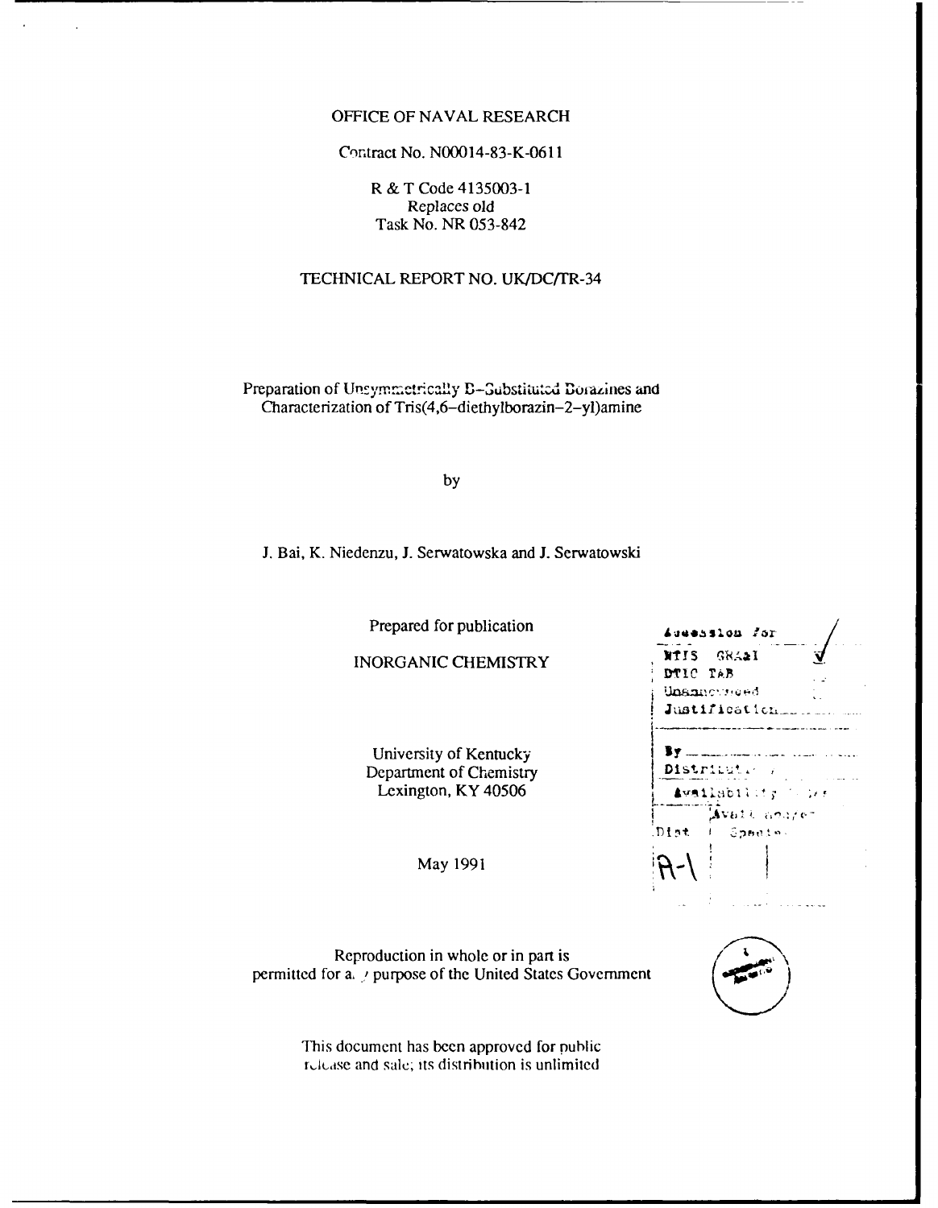OFFICE OF NAVAL RESEARCH

Contract No. N00014-83-K-0611

R & T Code 4135003-1
Replaces old
Task No. NR 053-842

TECHNICAL REPORT NO. UK/DC/TR-34

Preparation of Unsymmetrically B-Substituted Borazines and Characterization of Tris(4,6-diethylborazin-2-yl)amine

by

J. Bai, K. Niedenzu, J. Serwatowska and J. Serwatowski

Prepared for publication

INORGANIC CHEMISTRY

University of Kentucky
Department of Chemistry
Lexington, KY 40506

May 1991

| Accession For | |
|---|---|
| NTIS GRA&I | ✓ |
| DTIC TAB | |
| Unannounced | |
| Justification | |
| By | |
| Distribution/ | |
| Availability Codes | |
| Dist | Avail and/or Special |
| A-1 | |

Reproduction in whole or in part is permitted for any purpose of the United States Government

This document has been approved for public release and sale; its distribution is unlimited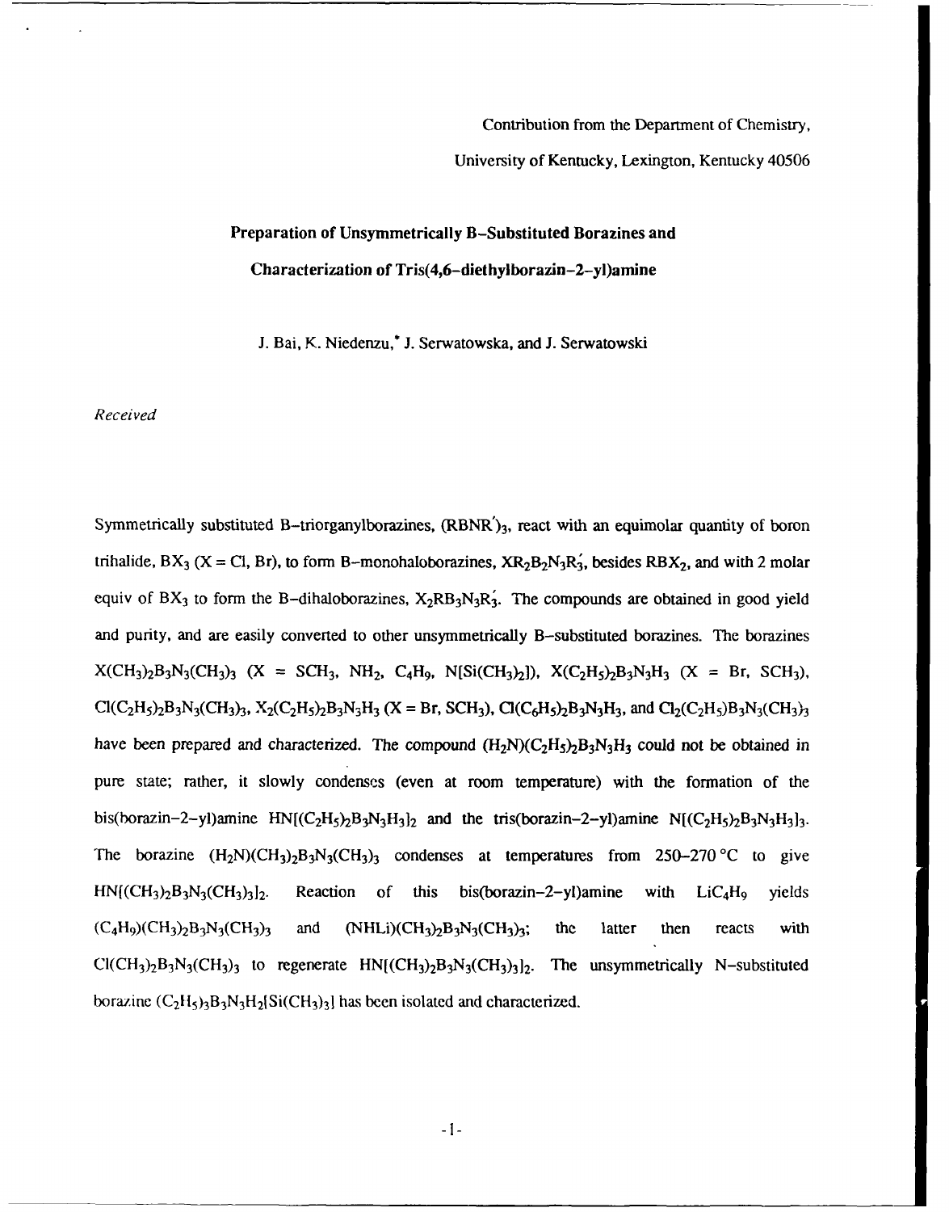Contribution from the Department of Chemistry,

University of Kentucky, Lexington, Kentucky 40506

# Preparation of Unsymmetrically B–Substituted Borazines and Characterization of Tris(4,6–diethylborazin–2–yl)amine

J. Bai, K. Niedenzu,* J. Serwatowska, and J. Serwatowski

*Received*

Symmetrically substituted B–triorganylborazines, $(RBNR')_3$, react with an equimolar quantity of boron trihalide, $BX_3$ (X = Cl, Br), to form B–monohaloborazines, $XR_2B_3N_3R'_3$, besides $RBX_2$, and with 2 molar equiv of $BX_3$ to form the B–dihaloborazines, $X_2RB_3N_3R'_3$. The compounds are obtained in good yield and purity, and are easily converted to other unsymmetrically B–substituted borazines. The borazines $X(CH_3)_2B_3N_3(CH_3)_3$ (X = $SCH_3$, $NH_2$, $C_4H_9$, $N[Si(CH_3)_2]$), $X(C_2H_5)_2B_3N_3H_3$ (X = Br, $SCH_3$), $Cl(C_2H_5)_2B_3N_3(CH_3)_3$, $X_2(C_2H_5)_2B_3N_3H_3$ (X = Br, $SCH_3$), $Cl(C_6H_5)_2B_3N_3H_3$, and $Cl_2(C_2H_5)B_3N_3(CH_3)_3$ have been prepared and characterized. The compound $(H_2N)(C_2H_5)_2B_3N_3H_3$ could not be obtained in pure state; rather, it slowly condenses (even at room temperature) with the formation of the bis(borazin–2–yl)amine $HN[(C_2H_5)_2B_3N_3H_3]_2$ and the tris(borazin–2–yl)amine $N[(C_2H_5)_2B_3N_3H_3]_3$. The borazine $(H_2N)(CH_3)_2B_3N_3(CH_3)_3$ condenses at temperatures from 250–270 °C to give $HN[(CH_3)_2B_3N_3(CH_3)_3]_2$. Reaction of this bis(borazin–2–yl)amine with $LiC_4H_9$ yields $(C_4H_9)(CH_3)_2B_3N_3(CH_3)_3$ and $(NHLi)(CH_3)_2B_3N_3(CH_3)_3$; the latter then reacts with $Cl(CH_3)_2B_3N_3(CH_3)_3$ to regenerate $HN[(CH_3)_2B_3N_3(CH_3)_3]_2$. The unsymmetrically N–substituted borazine $(C_2H_5)_3B_3N_3H_2[Si(CH_3)_3]$ has been isolated and characterized.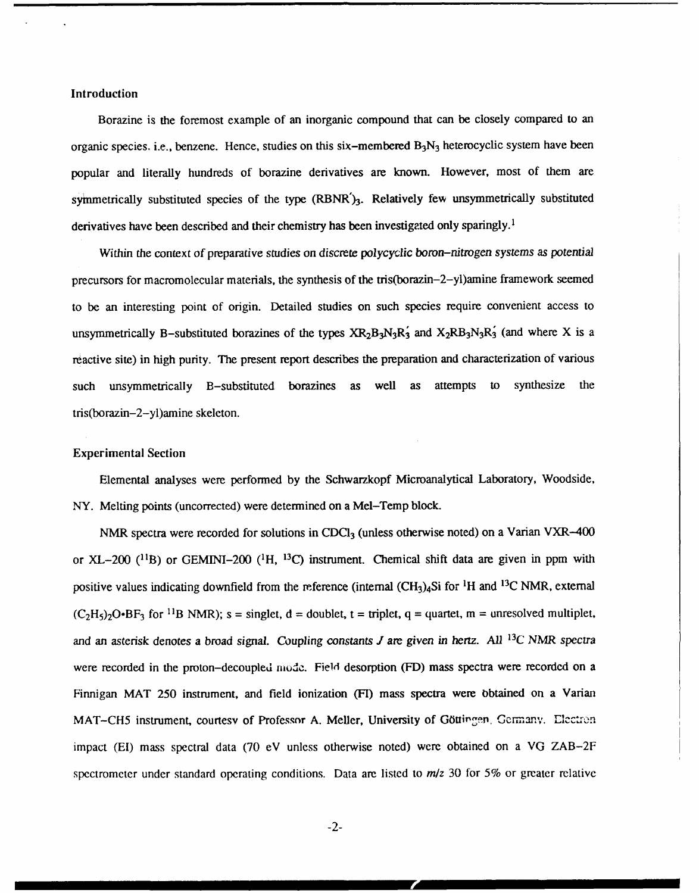## Introduction

Borazine is the foremost example of an inorganic compound that can be closely compared to an organic species. i.e., benzene. Hence, studies on this six-membered $B_3N_3$ heterocyclic system have been popular and literally hundreds of borazine derivatives are known. However, most of them are symmetrically substituted species of the type $(RBNR')_3$. Relatively few unsymmetrically substituted derivatives have been described and their chemistry has been investigated only sparingly.[1]

Within the context of preparative studies on discrete polycyclic boron–nitrogen systems as potential precursors for macromolecular materials, the synthesis of the tris(borazin–2–yl)amine framework seemed to be an interesting point of origin. Detailed studies on such species require convenient access to unsymmetrically B–substituted borazines of the types $XR_2B_3N_3R'_3$ and $X_2RB_3N_3R'_3$ (and where X is a reactive site) in high purity. The present report describes the preparation and characterization of various such unsymmetrically B–substituted borazines as well as attempts to synthesize the tris(borazin–2–yl)amine skeleton.

## Experimental Section

Elemental analyses were performed by the Schwarzkopf Microanalytical Laboratory, Woodside, NY. Melting points (uncorrected) were determined on a Mel–Temp block.

NMR spectra were recorded for solutions in $CDCl_3$ (unless otherwise noted) on a Varian VXR–400 or XL–200 ($^{11}B$) or GEMINI–200 ($^{1}H$, $^{13}C$) instrument. Chemical shift data are given in ppm with positive values indicating downfield from the reference (internal $(CH_3)_4Si$ for $^{1}H$ and $^{13}C$ NMR, external $(C_2H_5)_2O{\cdot}BF_3$ for $^{11}B$ NMR); s = singlet, d = doublet, t = triplet, q = quartet, m = unresolved multiplet, and an asterisk denotes a broad signal. *Coupling constants J are given in hertz. All $^{13}C$ NMR spectra* were recorded in the proton–decoupled mode. Field desorption (FD) mass spectra were recorded on a Finnigan MAT 250 instrument, and field ionization (FI) mass spectra were obtained on a Varian MAT–CH5 instrument, courtesy of Professor A. Meller, University of Göttingen, Germany. Electron impact (EI) mass spectral data (70 eV unless otherwise noted) were obtained on a VG ZAB–2F spectrometer under standard operating conditions. Data are listed to *m/z* 30 for 5% or greater relative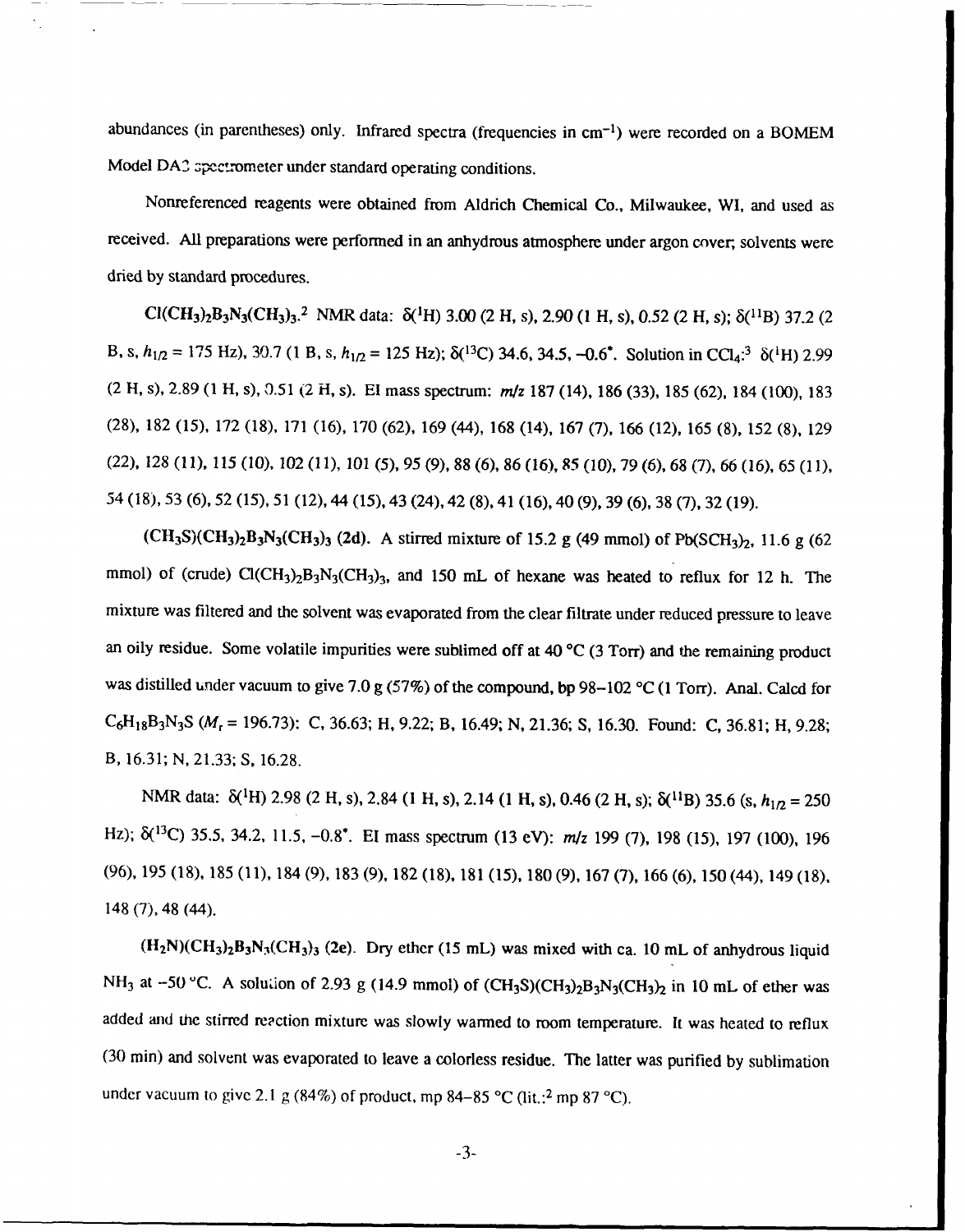abundances (in parentheses) only. Infrared spectra (frequencies in $cm^{-1}$) were recorded on a BOMEM Model DA3 spectrometer under standard operating conditions.

Nonreferenced reagents were obtained from Aldrich Chemical Co., Milwaukee, WI, and used as received. All preparations were performed in an anhydrous atmosphere under argon cover; solvents were dried by standard procedures.

$Cl(CH_3)_2B_3N_3(CH_3)_3$.[2] NMR data: $\delta(^1H)$ 3.00 (2 H, s), 2.90 (1 H, s), 0.52 (2 H, s); $\delta(^{11}B)$ 37.2 (2 B, s, $h_{1/2}$ = 175 Hz), 30.7 (1 B, s, $h_{1/2}$ = 125 Hz); $\delta(^{13}C)$ 34.6, 34.5, −0.6*. Solution in $CCl_4$:[3] $\delta(^1H)$ 2.99 (2 H, s), 2.89 (1 H, s), 0.51 (2 H, s). EI mass spectrum: *m/z* 187 (14), 186 (33), 185 (62), 184 (100), 183 (28), 182 (15), 172 (18), 171 (16), 170 (62), 169 (44), 168 (14), 167 (7), 166 (12), 165 (8), 152 (8), 129 (22), 128 (11), 115 (10), 102 (11), 101 (5), 95 (9), 88 (6), 86 (16), 85 (10), 79 (6), 68 (7), 66 (16), 65 (11), 54 (18), 53 (6), 52 (15), 51 (12), 44 (15), 43 (24), 42 (8), 41 (16), 40 (9), 39 (6), 38 (7), 32 (19).

**$(CH_3S)(CH_3)_2B_3N_3(CH_3)_3$ (2d).** A stirred mixture of 15.2 g (49 mmol) of $Pb(SCH_3)_2$, 11.6 g (62 mmol) of (crude) $Cl(CH_3)_2B_3N_3(CH_3)_3$, and 150 mL of hexane was heated to reflux for 12 h. The mixture was filtered and the solvent was evaporated from the clear filtrate under reduced pressure to leave an oily residue. Some volatile impurities were sublimed off at 40 °C (3 Torr) and the remaining product was distilled under vacuum to give 7.0 g (57%) of the compound, bp 98–102 °C (1 Torr). Anal. Calcd for $C_6H_{18}B_3N_3S$ ($M_r$ = 196.73): C, 36.63; H, 9.22; B, 16.49; N, 21.36; S, 16.30. Found: C, 36.81; H, 9.28; B, 16.31; N, 21.33; S, 16.28.

NMR data: $\delta(^1H)$ 2.98 (2 H, s), 2.84 (1 H, s), 2.14 (1 H, s), 0.46 (2 H, s); $\delta(^{11}B)$ 35.6 (s, $h_{1/2}$ = 250 Hz); $\delta(^{13}C)$ 35.5, 34.2, 11.5, −0.8*. EI mass spectrum (13 eV): *m/z* 199 (7), 198 (15), 197 (100), 196 (96), 195 (18), 185 (11), 184 (9), 183 (9), 182 (18), 181 (15), 180 (9), 167 (7), 166 (6), 150 (44), 149 (18), 148 (7), 48 (44).

**$(H_2N)(CH_3)_2B_3N_3(CH_3)_3$ (2e).** Dry ether (15 mL) was mixed with ca. 10 mL of anhydrous liquid $NH_3$ at −50 °C. A solution of 2.93 g (14.9 mmol) of $(CH_3S)(CH_3)_2B_3N_3(CH_3)_2$ in 10 mL of ether was added and the stirred reaction mixture was slowly warmed to room temperature. It was heated to reflux (30 min) and solvent was evaporated to leave a colorless residue. The latter was purified by sublimation under vacuum to give 2.1 g (84%) of product, mp 84–85 °C (lit.:[2] mp 87 °C).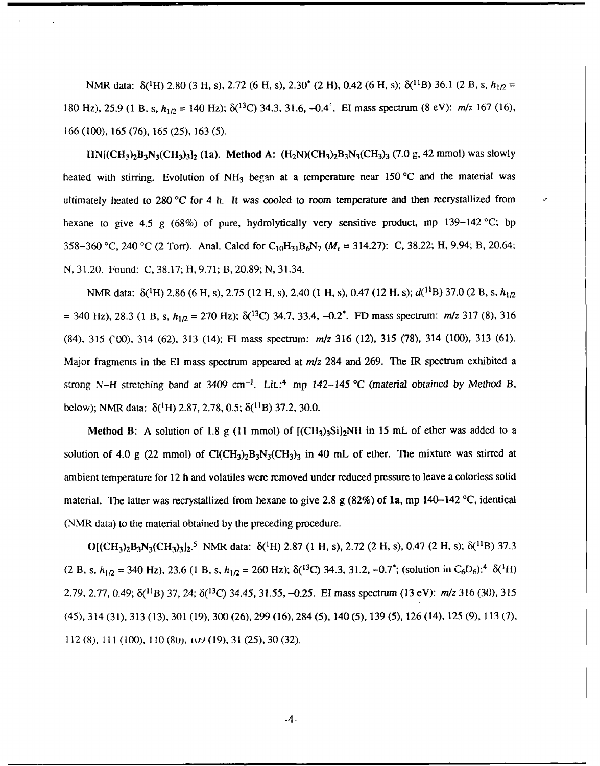NMR data: $\delta(^1H)$ 2.80 (3 H, s), 2.72 (6 H, s), 2.30* (2 H), 0.42 (6 H, s); $\delta(^{11}B)$ 36.1 (2 B, s, $h_{1/2}$ = 180 Hz), 25.9 (1 B, s, $h_{1/2}$ = 140 Hz); $\delta(^{13}C)$ 34.3, 31.6, –0.4*. EI mass spectrum (8 eV): *m/z* 167 (16), 166 (100), 165 (76), 165 (25), 163 (5).

**$HN[(CH_3)_2B_3N_3(CH_3)_3]_2$ (1a). Method A:** $(H_2N)(CH_3)_2B_3N_3(CH_3)_3$ (7.0 g, 42 mmol) was slowly heated with stirring. Evolution of $NH_3$ began at a temperature near 150 °C and the material was ultimately heated to 280 °C for 4 h. It was cooled to room temperature and then recrystallized from hexane to give 4.5 g (68%) of pure, hydrolytically very sensitive product, mp 139–142 °C; bp 358–360 °C, 240 °C (2 Torr). Anal. Calcd for $C_{10}H_{31}B_6N_7$ ($M_r$ = 314.27): C, 38.22; H, 9.94; B, 20.64; N, 31.20. Found: C, 38.17; H, 9.71; B, 20.89; N, 31.34.

NMR data: $\delta(^1H)$ 2.86 (6 H, s), 2.75 (12 H, s), 2.40 (1 H, s), 0.47 (12 H, s); $d(^{11}B)$ 37.0 (2 B, s, $h_{1/2}$ = 340 Hz), 28.3 (1 B, s, $h_{1/2}$ = 270 Hz); $\delta(^{13}C)$ 34.7, 33.4, –0.2*. FD mass spectrum: *m/z* 317 (8), 316 (84), 315 (100), 314 (62), 313 (14); FI mass spectrum: *m/z* 316 (12), 315 (78), 314 (100), 313 (61). Major fragments in the EI mass spectrum appeared at *m/z* 284 and 269. The IR spectrum exhibited a strong N–H stretching band at 3409 $cm^{-1}$. Lit.:[4] mp 142–145 °C (*material obtained by Method B, below*); NMR data: $\delta(^1H)$ 2.87, 2.78, 0.5; $\delta(^{11}B)$ 37.2, 30.0.

**Method B**: A solution of 1.8 g (11 mmol) of $[(CH_3)_3Si]_2NH$ in 15 mL of ether was added to a solution of 4.0 g (22 mmol) of $Cl(CH_3)_2B_3N_3(CH_3)_3$ in 40 mL of ether. The mixture was stirred at ambient temperature for 12 h and volatiles were removed under reduced pressure to leave a colorless solid material. The latter was recrystallized from hexane to give 2.8 g (82%) of **1a**, mp 140–142 °C, identical (NMR data) to the material obtained by the preceding procedure.

**$O[(CH_3)_2B_3N_3(CH_3)_3]_2$.**[5] NMR data: $\delta(^1H)$ 2.87 (1 H, s), 2.72 (2 H, s), 0.47 (2 H, s); $\delta(^{11}B)$ 37.3 (2 B, s, $h_{1/2}$ = 340 Hz), 23.6 (1 B, s, $h_{1/2}$ = 260 Hz); $\delta(^{13}C)$ 34.3, 31.2, –0.7*; (solution in $C_6D_6$):[4] $\delta(^1H)$ 2.79, 2.77, 0.49; $\delta(^{11}B)$ 37, 24; $\delta(^{13}C)$ 34.45, 31.55, –0.25. EI mass spectrum (13 eV): *m/z* 316 (30), 315 (45), 314 (31), 313 (13), 301 (19), 300 (26), 299 (16), 284 (5), 140 (5), 139 (5), 126 (14), 125 (9), 113 (7), 112 (8), 111 (100), 110 (80), 109 (19), 31 (25), 30 (32).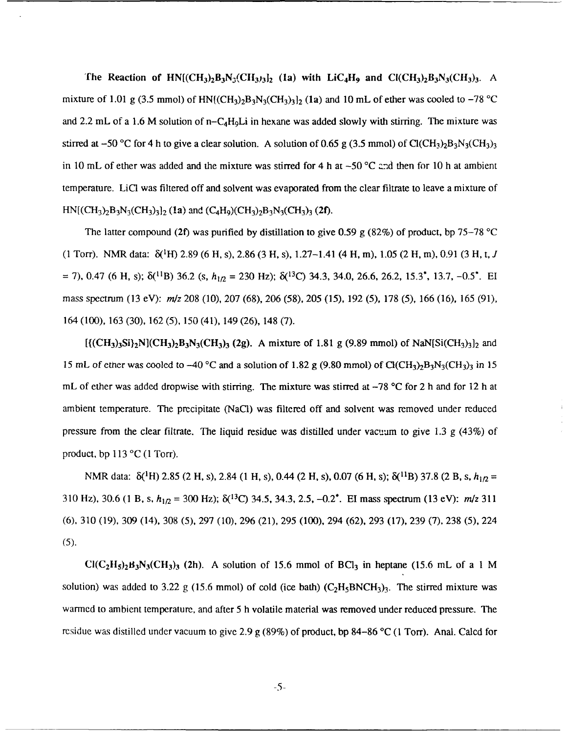**The Reaction of $HN[(CH_3)_2B_3N_3(CH_3)_3]_2$ (1a) with $LiC_4H_9$ and $Cl(CH_3)_2B_3N_3(CH_3)_3$.** A mixture of 1.01 g (3.5 mmol) of $HN[(CH_3)_2B_3N_3(CH_3)_3]_2$ (**1a**) and 10 mL of ether was cooled to −78 °C and 2.2 mL of a 1.6 M solution of $n{-}C_4H_9Li$ in hexane was added slowly with stirring. The mixture was stirred at −50 °C for 4 h to give a clear solution. A solution of 0.65 g (3.5 mmol) of $Cl(CH_3)_2B_3N_3(CH_3)_3$ in 10 mL of ether was added and the mixture was stirred for 4 h at −50 °C and then for 10 h at ambient temperature. LiCl was filtered off and solvent was evaporated from the clear filtrate to leave a mixture of $HN[(CH_3)_2B_3N_3(CH_3)_3]_2$ (**1a**) and $(C_4H_9)(CH_3)_2B_3N_3(CH_3)_3$ (**2f**).

The latter compound (**2f**) was purified by distillation to give 0.59 g (82%) of product, bp 75–78 °C (1 Torr). NMR data: $\delta(^1H)$ 2.89 (6 H, s), 2.86 (3 H, s), 1.27–1.41 (4 H, m), 1.05 (2 H, m), 0.91 (3 H, t, $J$ = 7), 0.47 (6 H, s); $\delta(^{11}B)$ 36.2 (s, $h_{1/2}$ = 230 Hz); $\delta(^{13}C)$ 34.3, 34.0, 26.6, 26.2, 15.3*, 13.7, −0.5*. EI mass spectrum (13 eV): $m/z$ 208 (10), 207 (68), 206 (58), 205 (15), 192 (5), 178 (5), 166 (16), 165 (91), 164 (100), 163 (30), 162 (5), 150 (41), 149 (26), 148 (7).

**$[\{(CH_3)_3Si\}_2N](CH_3)_2B_3N_3(CH_3)_3$ (2g).** A mixture of 1.81 g (9.89 mmol) of $NaN[Si(CH_3)_3]_2$ and 15 mL of ether was cooled to −40 °C and a solution of 1.82 g (9.80 mmol) of $Cl(CH_3)_2B_3N_3(CH_3)_3$ in 15 mL of ether was added dropwise with stirring. The mixture was stirred at −78 °C for 2 h and for 12 h at ambient temperature. The precipitate (NaCl) was filtered off and solvent was removed under reduced pressure from the clear filtrate. The liquid residue was distilled under vacuum to give 1.3 g (43%) of product, bp 113 °C (1 Torr).

NMR data: $\delta(^1H)$ 2.85 (2 H, s), 2.84 (1 H, s), 0.44 (2 H, s), 0.07 (6 H, s); $\delta(^{11}B)$ 37.8 (2 B, s, $h_{1/2}$ = 310 Hz), 30.6 (1 B, s, $h_{1/2}$ = 300 Hz); $\delta(^{13}C)$ 34.5, 34.3, 2.5, −0.2*. EI mass spectrum (13 eV): $m/z$ 311 (6), 310 (19), 309 (14), 308 (5), 297 (10), 296 (21), 295 (100), 294 (62), 293 (17), 239 (7), 238 (5), 224 (5).

**$Cl(C_2H_5)_2B_3N_3(CH_3)_3$ (2h).** A solution of 15.6 mmol of $BCl_3$ in heptane (15.6 mL of a 1 M solution) was added to 3.22 g (15.6 mmol) of cold (ice bath) $(C_2H_5BNCH_3)_3$. The stirred mixture was warmed to ambient temperature, and after 5 h volatile material was removed under reduced pressure. The residue was distilled under vacuum to give 2.9 g (89%) of product, bp 84–86 °C (1 Torr). Anal. Calcd for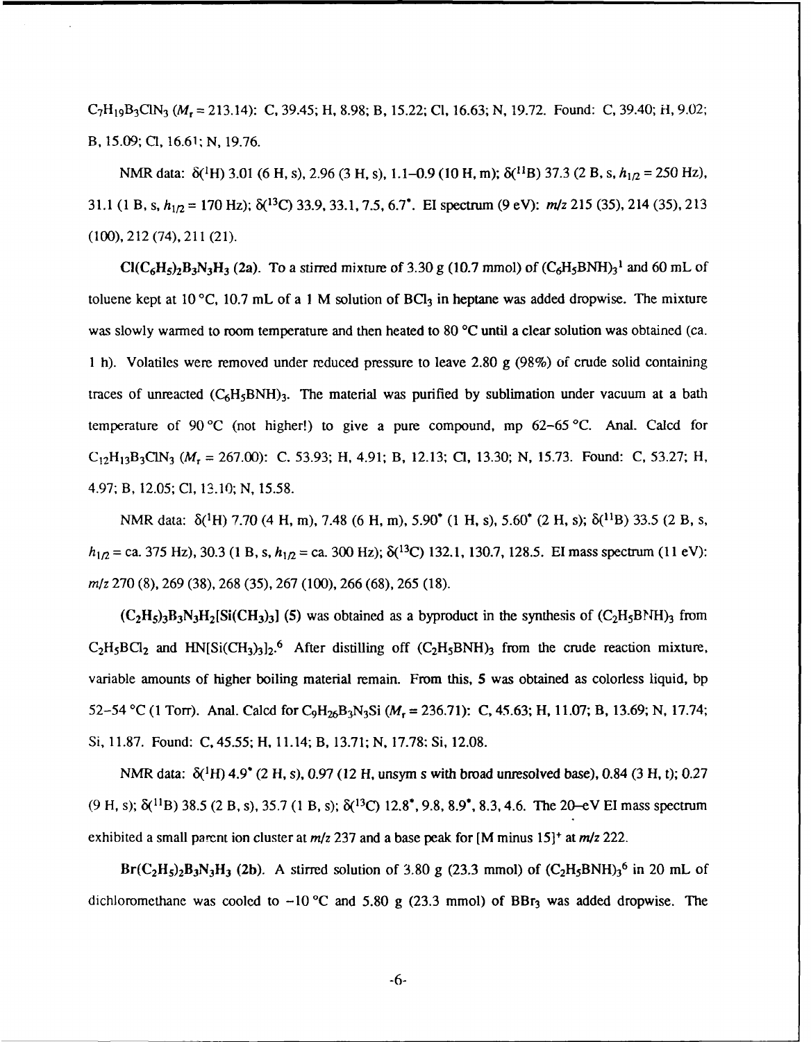$C_7H_{19}B_3ClN_3$ ($M_r$ = 213.14): C, 39.45; H, 8.98; B, 15.22; Cl, 16.63; N, 19.72. Found: C, 39.40; H, 9.02; B, 15.09; Cl, 16.61; N, 19.76.

NMR data: $\delta(^1H)$ 3.01 (6 H, s), 2.96 (3 H, s), 1.1–0.9 (10 H, m); $\delta(^{11}B)$ 37.3 (2 B, s, $h_{1/2}$ = 250 Hz), 31.1 (1 B, s, $h_{1/2}$ = 170 Hz); $\delta(^{13}C)$ 33.9, 33.1, 7.5, 6.7*. EI spectrum (9 eV): *m/z* 215 (35), 214 (35), 213 (100), 212 (74), 211 (21).

**$Cl(C_6H_5)_2B_3N_3H_3$ (2a).** To a stirred mixture of 3.30 g (10.7 mmol) of $(C_6H_5BNH)_3$[1] and 60 mL of toluene kept at 10 °C, 10.7 mL of a 1 M solution of $BCl_3$ in heptane was added dropwise. The mixture was slowly warmed to room temperature and then heated to 80 °C until a clear solution was obtained (ca. 1 h). Volatiles were removed under reduced pressure to leave 2.80 g (98%) of crude solid containing traces of unreacted $(C_6H_5BNH)_3$. The material was purified by sublimation under vacuum at a bath temperature of 90 °C (not higher!) to give a pure compound, mp 62–65 °C. Anal. Calcd for $C_{12}H_{13}B_3ClN_3$ ($M_r$ = 267.00): C, 53.93; H, 4.91; B, 12.13; Cl, 13.30; N, 15.73. Found: C, 53.27; H, 4.97; B, 12.05; Cl, 13.10; N, 15.58.

NMR data: $\delta(^1H)$ 7.70 (4 H, m), 7.48 (6 H, m), 5.90* (1 H, s), 5.60* (2 H, s); $\delta(^{11}B)$ 33.5 (2 B, s, $h_{1/2}$ = ca. 375 Hz), 30.3 (1 B, s, $h_{1/2}$ = ca. 300 Hz); $\delta(^{13}C)$ 132.1, 130.7, 128.5. EI mass spectrum (11 eV): *m/z* 270 (8), 269 (38), 268 (35), 267 (100), 266 (68), 265 (18).

**$(C_2H_5)_3B_3N_3H_2[Si(CH_3)_3]$ (5)** was obtained as a byproduct in the synthesis of $(C_2H_5BNH)_3$ from $C_2H_5BCl_2$ and $HN[Si(CH_3)_3]_2$.[6] After distilling off $(C_2H_5BNH)_3$ from the crude reaction mixture, variable amounts of higher boiling material remain. From this, **5** was obtained as colorless liquid, bp 52–54 °C (1 Torr). Anal. Calcd for $C_9H_{26}B_3N_3Si$ ($M_r$ = 236.71): C, 45.63; H, 11.07; B, 13.69; N, 17.74; Si, 11.87. Found: C, 45.55; H, 11.14; B, 13.71; N, 17.78; Si, 12.08.

NMR data: $\delta(^1H)$ 4.9* (2 H, s), 0.97 (12 H, unsym s with broad unresolved base), 0.84 (3 H, t); 0.27 (9 H, s); $\delta(^{11}B)$ 38.5 (2 B, s), 35.7 (1 B, s); $\delta(^{13}C)$ 12.8*, 9.8, 8.9*, 8.3, 4.6. The 20–eV EI mass spectrum exhibited a small parent ion cluster at *m/z* 237 and a base peak for $[M \text{ minus } 15]^+$ at *m/z* 222.

**$Br(C_2H_5)_2B_3N_3H_3$ (2b).** A stirred solution of 3.80 g (23.3 mmol) of $(C_2H_5BNH)_3$[6] in 20 mL of dichloromethane was cooled to −10 °C and 5.80 g (23.3 mmol) of $BBr_3$ was added dropwise. The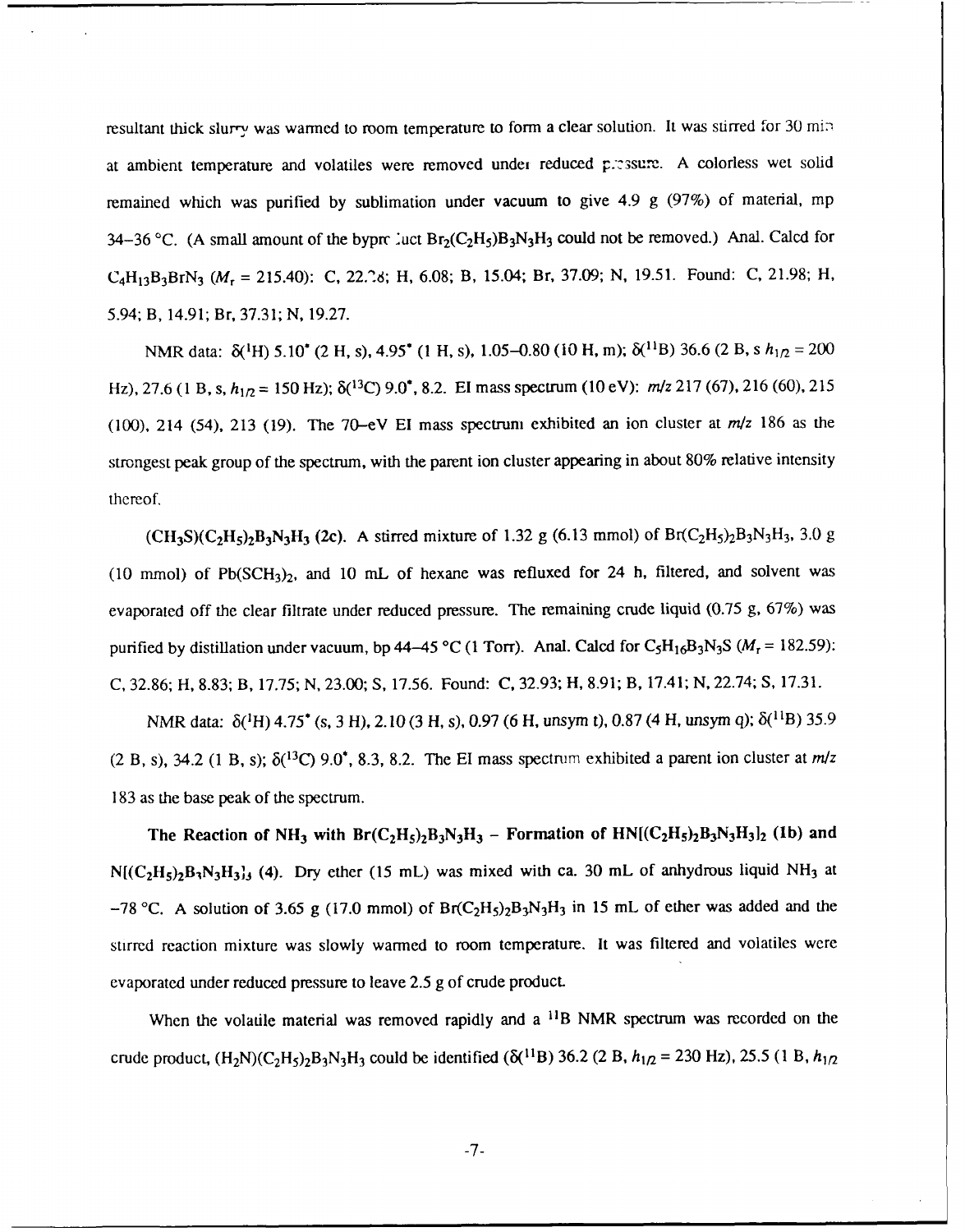resultant thick slurry was warmed to room temperature to form a clear solution. It was stirred for 30 min at ambient temperature and volatiles were removed under reduced pressure. A colorless wet solid remained which was purified by sublimation under vacuum to give 4.9 g (97%) of material, mp 34–36 °C. (A small amount of the byproduct $Br_2(C_2H_5)B_3N_3H_3$ could not be removed.) Anal. Calcd for $C_4H_{13}B_3BrN_3$ ($M_r$ = 215.40): C, 22.28; H, 6.08; B, 15.04; Br, 37.09; N, 19.51. Found: C, 21.98; H, 5.94; B, 14.91; Br, 37.31; N, 19.27.

NMR data: $\delta(^1H)$ 5.10* (2 H, s), 4.95* (1 H, s), 1.05–0.80 (10 H, m); $\delta(^{11}B)$ 36.6 (2 B, s $h_{1/2}$ = 200 Hz), 27.6 (1 B, s, $h_{1/2}$ = 150 Hz); $\delta(^{13}C)$ 9.0*, 8.2. EI mass spectrum (10 eV): *m/z* 217 (67), 216 (60), 215 (100), 214 (54), 213 (19). The 70–eV EI mass spectrum exhibited an ion cluster at *m/z* 186 as the strongest peak group of the spectrum, with the parent ion cluster appearing in about 80% relative intensity thereof.

**$(CH_3S)(C_2H_5)_2B_3N_3H_3$ (2c).** A stirred mixture of 1.32 g (6.13 mmol) of $Br(C_2H_5)_2B_3N_3H_3$, 3.0 g (10 mmol) of $Pb(SCH_3)_2$, and 10 mL of hexane was refluxed for 24 h, filtered, and solvent was evaporated off the clear filtrate under reduced pressure. The remaining crude liquid (0.75 g, 67%) was purified by distillation under vacuum, bp 44–45 °C (1 Torr). Anal. Calcd for $C_5H_{16}B_3N_3S$ ($M_r$ = 182.59): C, 32.86; H, 8.83; B, 17.75; N, 23.00; S, 17.56. Found: C, 32.93; H, 8.91; B, 17.41; N, 22.74; S, 17.31.

NMR data: $\delta(^1H)$ 4.75* (s, 3 H), 2.10 (3 H, s), 0.97 (6 H, unsym t), 0.87 (4 H, unsym q); $\delta(^{11}B)$ 35.9 (2 B, s), 34.2 (1 B, s); $\delta(^{13}C)$ 9.0*, 8.3, 8.2. The EI mass spectrum exhibited a parent ion cluster at *m/z* 183 as the base peak of the spectrum.

**The Reaction of $NH_3$ with $Br(C_2H_5)_2B_3N_3H_3$ – Formation of $HN[(C_2H_5)_2B_3N_3H_3]_2$ (1b) and $N[(C_2H_5)_2B_3N_3H_3]_3$ (4).** Dry ether (15 mL) was mixed with ca. 30 mL of anhydrous liquid $NH_3$ at −78 °C. A solution of 3.65 g (17.0 mmol) of $Br(C_2H_5)_2B_3N_3H_3$ in 15 mL of ether was added and the stirred reaction mixture was slowly warmed to room temperature. It was filtered and volatiles were evaporated under reduced pressure to leave 2.5 g of crude product.

When the volatile material was removed rapidly and a $^{11}B$ NMR spectrum was recorded on the crude product, $(H_2N)(C_2H_5)_2B_3N_3H_3$ could be identified ($\delta(^{11}B)$ 36.2 (2 B, $h_{1/2}$ = 230 Hz), 25.5 (1 B, $h_{1/2}$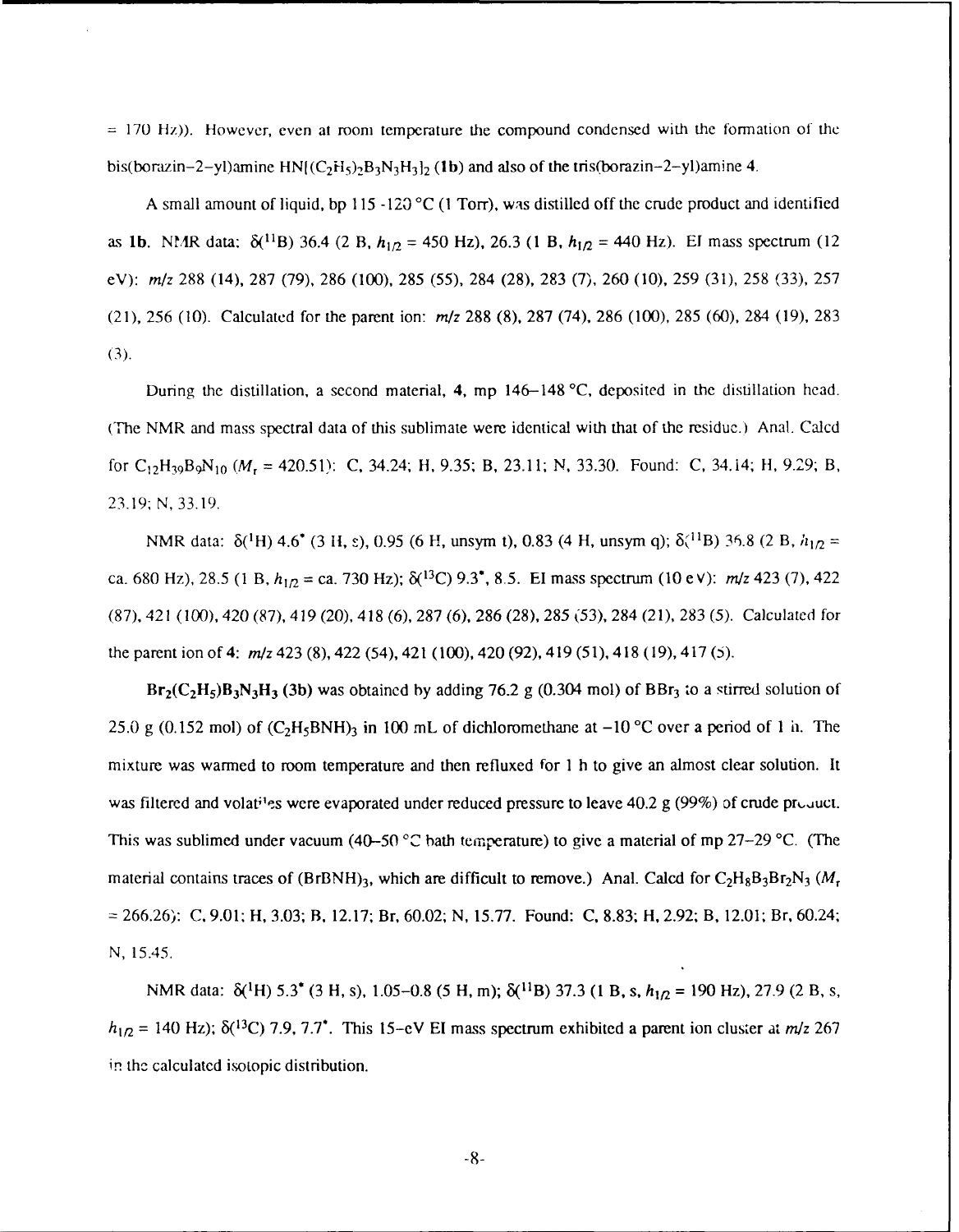= 170 Hz)). However, even at room temperature the compound condensed with the formation of the bis(borazin-2-yl)amine $HN[(C_2H_5)_2B_3N_3H_3]_2$ (**1b**) and also of the tris(borazin-2-yl)amine **4**.

A small amount of liquid, bp 115 -120 °C (1 Torr), was distilled off the crude product and identified as **1b**. NMR data: $\delta(^{11}B)$ 36.4 (2 B, $h_{1/2}$ = 450 Hz), 26.3 (1 B, $h_{1/2}$ = 440 Hz). EI mass spectrum (12 eV): *m/z* 288 (14), 287 (79), 286 (100), 285 (55), 284 (28), 283 (7), 260 (10), 259 (31), 258 (33), 257 (21), 256 (10). Calculated for the parent ion: *m/z* 288 (8), 287 (74), 286 (100), 285 (60), 284 (19), 283 (3).

During the distillation, a second material, **4**, mp 146–148 °C, deposited in the distillation head. (The NMR and mass spectral data of this sublimate were identical with that of the residue.) Anal. Calcd for $C_{12}H_{39}B_9N_{10}$ ($M_r$ = 420.51): C, 34.24; H, 9.35; B, 23.11; N, 33.30. Found: C, 34.14; H, 9.29; B, 23.19; N, 33.19.

NMR data: $\delta(^1H)$ 4.6* (3 H, s), 0.95 (6 H, unsym t), 0.83 (4 H, unsym q); $\delta(^{11}B)$ 36.8 (2 B, $h_{1/2}$ = ca. 680 Hz), 28.5 (1 B, $h_{1/2}$ = ca. 730 Hz); $\delta(^{13}C)$ 9.3*, 8.5. EI mass spectrum (10 eV): *m/z* 423 (7), 422 (87), 421 (100), 420 (87), 419 (20), 418 (6), 287 (6), 286 (28), 285 (53), 284 (21), 283 (5). Calculated for the parent ion of **4**: *m/z* 423 (8), 422 (54), 421 (100), 420 (92), 419 (51), 418 (19), 417 (5).

**$Br_2(C_2H_5)B_3N_3H_3$ (3b)** was obtained by adding 76.2 g (0.304 mol) of $BBr_3$ to a stirred solution of 25.0 g (0.152 mol) of $(C_2H_5BNH)_3$ in 100 mL of dichloromethane at −10 °C over a period of 1 h. The mixture was warmed to room temperature and then refluxed for 1 h to give an almost clear solution. It was filtered and volatiles were evaporated under reduced pressure to leave 40.2 g (99%) of crude product. This was sublimed under vacuum (40–50 °C bath temperature) to give a material of mp 27–29 °C. (The material contains traces of $(BrBNH)_3$, which are difficult to remove.) Anal. Calcd for $C_2H_8B_3Br_2N_3$ ($M_r$ = 266.26): C, 9.01; H, 3.03; B, 12.17; Br, 60.02; N, 15.77. Found: C, 8.83; H, 2.92; B, 12.01; Br, 60.24; N, 15.45.

NMR data: $\delta(^1H)$ 5.3* (3 H, s), 1.05–0.8 (5 H, m); $\delta(^{11}B)$ 37.3 (1 B, s, $h_{1/2}$ = 190 Hz), 27.9 (2 B, s, $h_{1/2}$ = 140 Hz); $\delta(^{13}C)$ 7.9, 7.7*. This 15-eV EI mass spectrum exhibited a parent ion cluster at *m/z* 267 in the calculated isotopic distribution.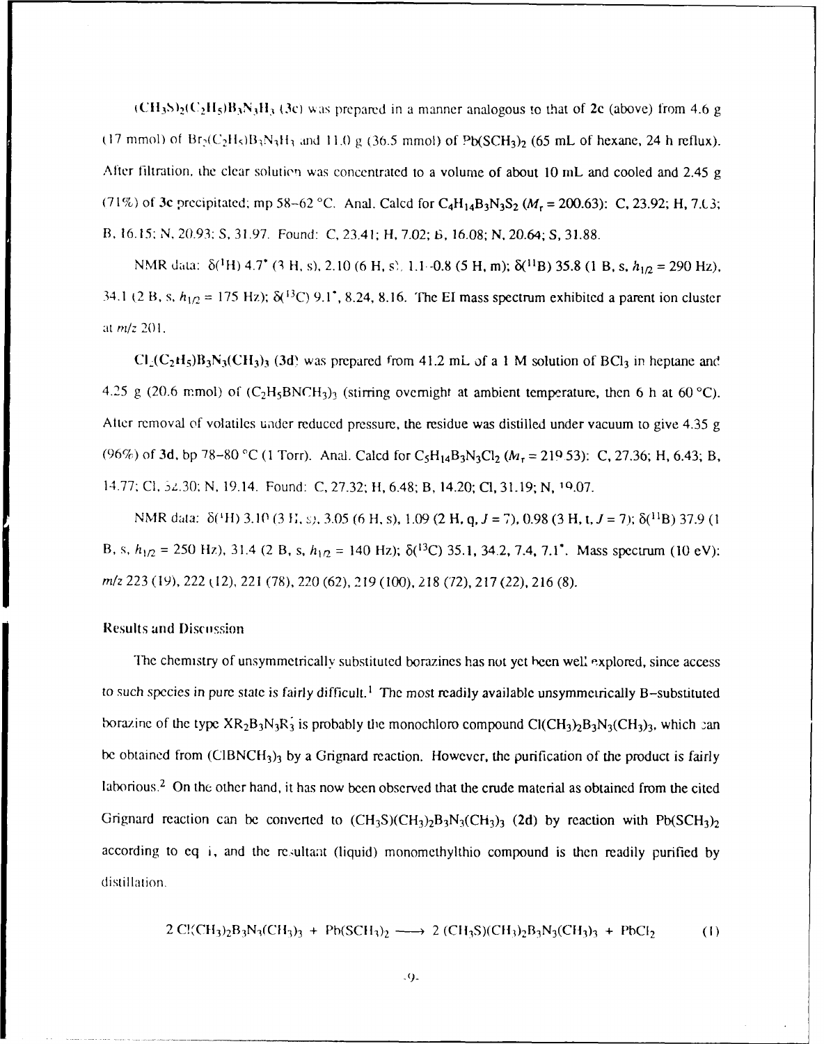$(CH_3S)_2(C_2H_5)B_3N_3H_3$ (**3c**) was prepared in a manner analogous to that of **2c** (above) from 4.6 g (17 mmol) of $Br_2(C_2H_5)B_3N_3H_3$ and 11.0 g (36.5 mmol) of $Pb(SCH_3)_2$ (65 mL of hexane, 24 h reflux). After filtration, the clear solution was concentrated to a volume of about 10 mL and cooled and 2.45 g (71%) of **3c** precipitated; mp 58–62 °C. Anal. Calcd for $C_4H_{14}B_3N_3S_2$ ($M_r$ = 200.63): C, 23.92; H, 7.03; B, 16.15; N, 20.93; S, 31.97. Found: C, 23.41; H, 7.02; B, 16.08; N, 20.64; S, 31.88.

NMR data: $\delta(^1H)$ 4.7* (3 H, s), 2.10 (6 H, s), 1.1–0.8 (5 H, m); $\delta(^{11}B)$ 35.8 (1 B, s, $h_{1/2}$ = 290 Hz), 34.1 (2 B, s, $h_{1/2}$ = 175 Hz); $\delta(^{13}C)$ 9.1*, 8.24, 8.16. The EI mass spectrum exhibited a parent ion cluster at $m/z$ 201.

$Cl_2(C_2H_5)B_3N_3(CH_3)_3$ (**3d**) was prepared from 41.2 mL of a 1 M solution of $BCl_3$ in heptane and 4.25 g (20.6 mmol) of $(C_2H_5BNCH_3)_3$ (stirring overnight at ambient temperature, then 6 h at 60 °C). After removal of volatiles under reduced pressure, the residue was distilled under vacuum to give 4.35 g (96%) of **3d**, bp 78–80 °C (1 Torr). Anal. Calcd for $C_5H_{14}B_3N_3Cl_2$ ($M_r$ = 219.53): C, 27.36; H, 6.43; B, 14.77; Cl, 32.30; N, 19.14. Found: C, 27.32; H, 6.48; B, 14.20; Cl, 31.19; N, 19.07.

NMR data: $\delta(^1H)$ 3.10 (3 H, s), 3.05 (6 H, s), 1.09 (2 H, q, $J$ = 7), 0.98 (3 H, t, $J$ = 7); $\delta(^{11}B)$ 37.9 (1 B, s, $h_{1/2}$ = 250 Hz), 31.4 (2 B, s, $h_{1/2}$ = 140 Hz); $\delta(^{13}C)$ 35.1, 34.2, 7.4, 7.1*. Mass spectrum (10 eV): $m/z$ 223 (19), 222 (12), 221 (78), 220 (62), 219 (100), 218 (72), 217 (22), 216 (8).

## Results and Discussion

The chemistry of unsymmetrically substituted borazines has not yet been well explored, since access to such species in pure state is fairly difficult.[1] The most readily available unsymmetrically B–substituted borazine of the type $XR_2B_3N_3R'_3$ is probably the monochloro compound $Cl(CH_3)_2B_3N_3(CH_3)_3$, which can be obtained from $(ClBNCH_3)_3$ by a Grignard reaction. However, the purification of the product is fairly laborious.[2] On the other hand, it has now been observed that the crude material as obtained from the cited Grignard reaction can be converted to $(CH_3S)(CH_3)_2B_3N_3(CH_3)_3$ (**2d**) by reaction with $Pb(SCH_3)_2$ according to eq 1, and the resultant (liquid) monomethylthio compound is then readily purified by distillation.

$$2\, Cl(CH_3)_2B_3N_3(CH_3)_3 + Pb(SCH_3)_2 \longrightarrow 2\, (CH_3S)(CH_3)_2B_3N_3(CH_3)_3 + PbCl_2 \qquad (1)$$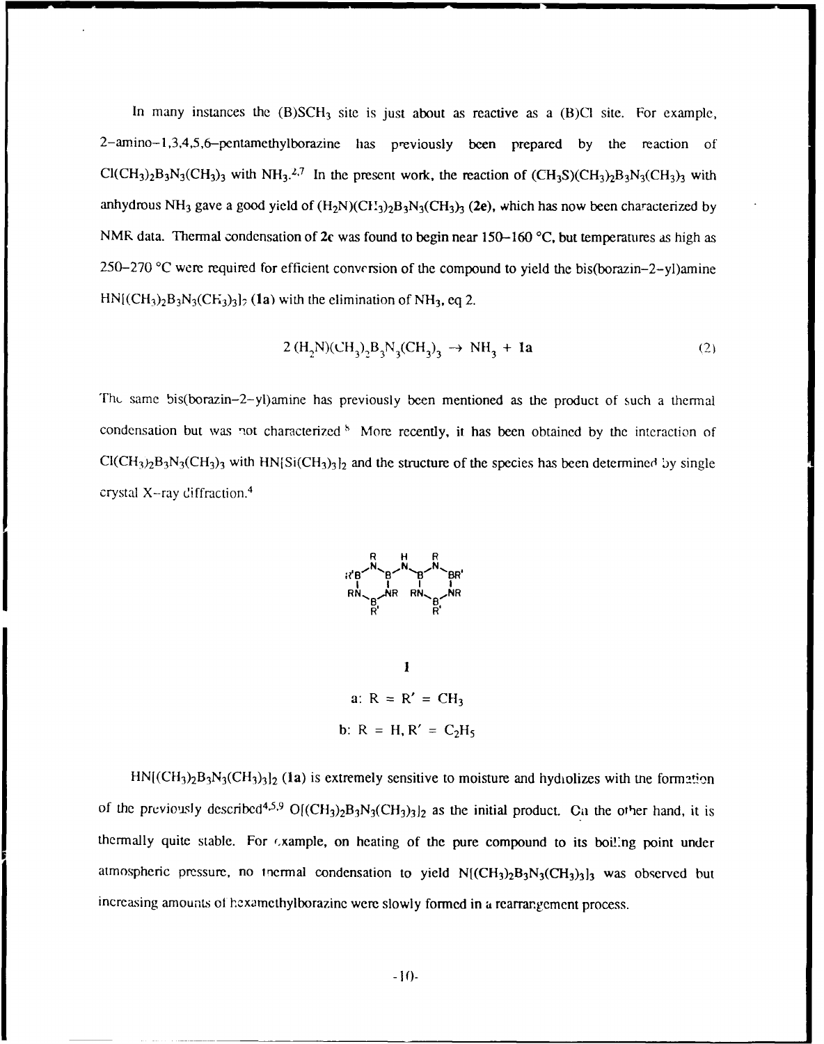In many instances the (B)$SCH_3$ site is just about as reactive as a (B)Cl site. For example, 2–amino–1,3,4,5,6–pentamethylborazine has previously been prepared by the reaction of $Cl(CH_3)_2B_3N_3(CH_3)_3$ with $NH_3$.[2,7] In the present work, the reaction of $(CH_3S)(CH_3)_2B_3N_3(CH_3)_3$ with anhydrous $NH_3$ gave a good yield of $(H_2N)(CH_3)_2B_3N_3(CH_3)_3$ **(2e)**, which has now been characterized by NMR data. Thermal condensation of **2c** was found to begin near 150–160 °C, but temperatures as high as 250–270 °C were required for efficient conversion of the compound to yield the bis(borazin–2–yl)amine $HN[(CH_3)_2B_3N_3(CH_3)_3]_2$ **(1a)** with the elimination of $NH_3$, eq 2.

$$2\,(H_2N)(CH_3)_2B_3N_3(CH_3)_3 \rightarrow NH_3 + \mathbf{1a} \qquad (2)$$

The same bis(borazin–2–yl)amine has previously been mentioned as the product of such a thermal condensation but was not characterized.[8] More recently, it has been obtained by the interaction of $Cl(CH_3)_2B_3N_3(CH_3)_3$ with $HN[Si(CH_3)_3]_2$ and the structure of the species has been determined by single crystal X–ray diffraction.[4]

**1**

a: R = R′ = $CH_3$

b: R = H, R′ = $C_2H_5$

$HN[(CH_3)_2B_3N_3(CH_3)_3]_2$ **(1a)** is extremely sensitive to moisture and hydrolizes with the formation of the previously described[4,5,9] $O[(CH_3)_2B_3N_3(CH_3)_3]_2$ as the initial product. On the other hand, it is thermally quite stable. For example, on heating of the pure compound to its boiling point under atmospheric pressure, no thermal condensation to yield $N[(CH_3)_2B_3N_3(CH_3)_3]_3$ was observed but increasing amounts of hexamethylborazine were slowly formed in a rearrangement process.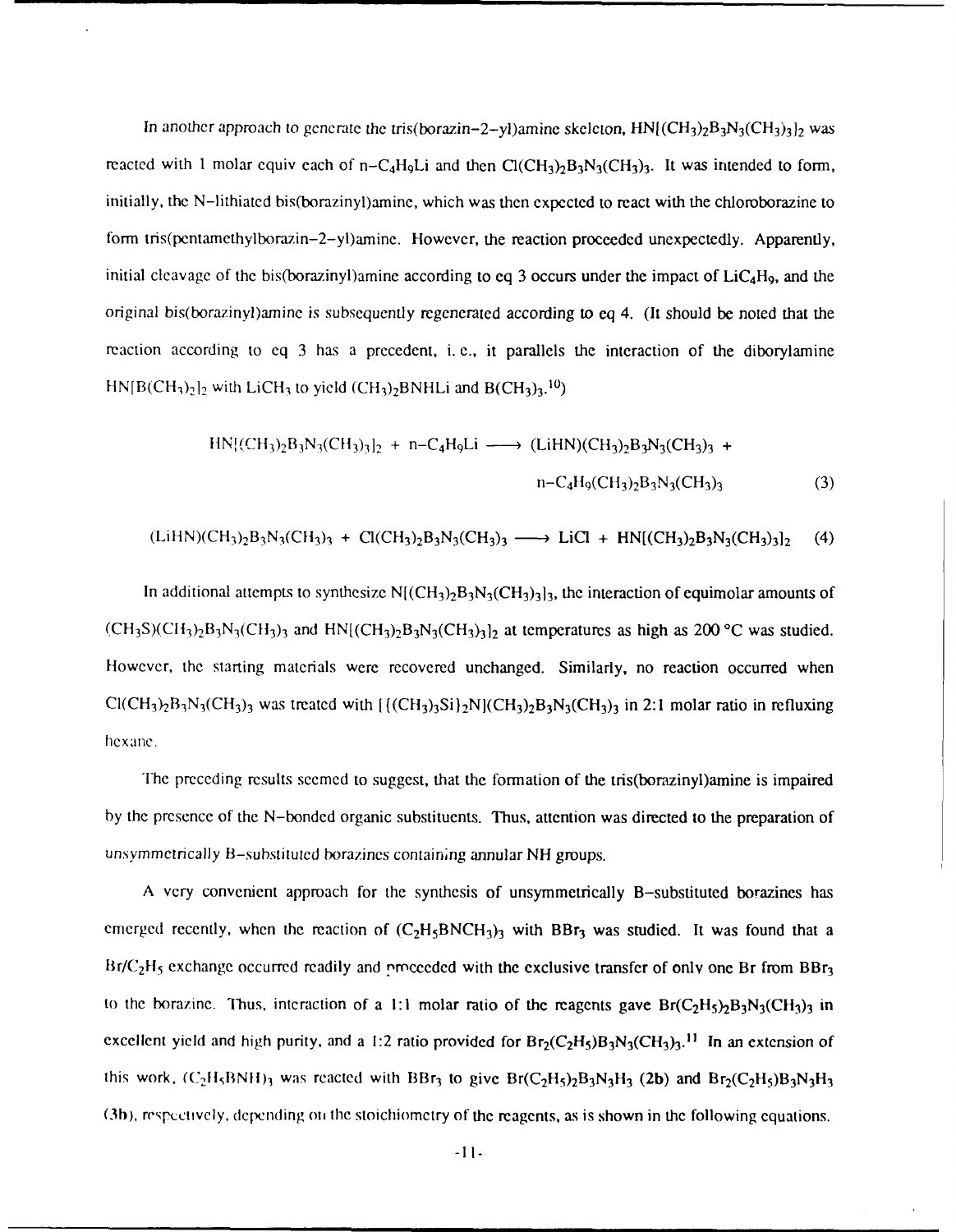In another approach to generate the tris(borazin–2–yl)amine skeleton, $HN[(CH_3)_2B_3N_3(CH_3)_3]_2$ was reacted with 1 molar equiv each of n–$C_4H_9Li$ and then $Cl(CH_3)_2B_3N_3(CH_3)_3$. It was intended to form, initially, the N–lithiated bis(borazinyl)amine, which was then expected to react with the chloroborazine to form tris(pentamethylborazin–2–yl)amine. However, the reaction proceeded unexpectedly. Apparently, initial cleavage of the bis(borazinyl)amine according to eq 3 occurs under the impact of $LiC_4H_9$, and the original bis(borazinyl)amine is subsequently regenerated according to eq 4. (It should be noted that the reaction according to eq 3 has a precedent, i. e., it parallels the interaction of the diborylamine $HN[B(CH_3)_2]_2$ with $LiCH_3$ to yield $(CH_3)_2BNHLi$ and $B(CH_3)_3$.[10])

$$HN[(CH_3)_2B_3N_3(CH_3)_3]_2 + n\text{–}C_4H_9Li \longrightarrow (LiHN)(CH_3)_2B_3N_3(CH_3)_3 + n\text{–}C_4H_9(CH_3)_2B_3N_3(CH_3)_3 \quad (3)$$

$$(LiHN)(CH_3)_2B_3N_3(CH_3)_3 + Cl(CH_3)_2B_3N_3(CH_3)_3 \longrightarrow LiCl + HN[(CH_3)_2B_3N_3(CH_3)_3]_2 \quad (4)$$

In additional attempts to synthesize $N[(CH_3)_2B_3N_3(CH_3)_3]_3$, the interaction of equimolar amounts of $(CH_3S)(CH_3)_2B_3N_3(CH_3)_3$ and $HN[(CH_3)_2B_3N_3(CH_3)_3]_2$ at temperatures as high as 200 °C was studied. However, the starting materials were recovered unchanged. Similarly, no reaction occurred when $Cl(CH_3)_2B_3N_3(CH_3)_3$ was treated with $[\{(CH_3)_3Si\}_2N](CH_3)_2B_3N_3(CH_3)_3$ in 2:1 molar ratio in refluxing hexane.

The preceding results seemed to suggest, that the formation of the tris(borazinyl)amine is impaired by the presence of the N–bonded organic substituents. Thus, attention was directed to the preparation of unsymmetrically B–substituted borazines containing annular NH groups.

A very convenient approach for the synthesis of unsymmetrically B–substituted borazines has emerged recently, when the reaction of $(C_2H_5BNCH_3)_3$ with $BBr_3$ was studied. It was found that a $Br/C_2H_5$ exchange occurred readily and proceeded with the exclusive transfer of only one Br from $BBr_3$ to the borazine. Thus, interaction of a 1:1 molar ratio of the reagents gave $Br(C_2H_5)_2B_3N_3(CH_3)_3$ in excellent yield and high purity, and a 1:2 ratio provided for $Br_2(C_2H_5)B_3N_3(CH_3)_3$.[11] In an extension of this work, $(C_2H_5BNH)_3$ was reacted with $BBr_3$ to give $Br(C_2H_5)_2B_3N_3H_3$ (**2b**) and $Br_2(C_2H_5)B_3N_3H_3$ (**3b**), respectively, depending on the stoichiometry of the reagents, as is shown in the following equations.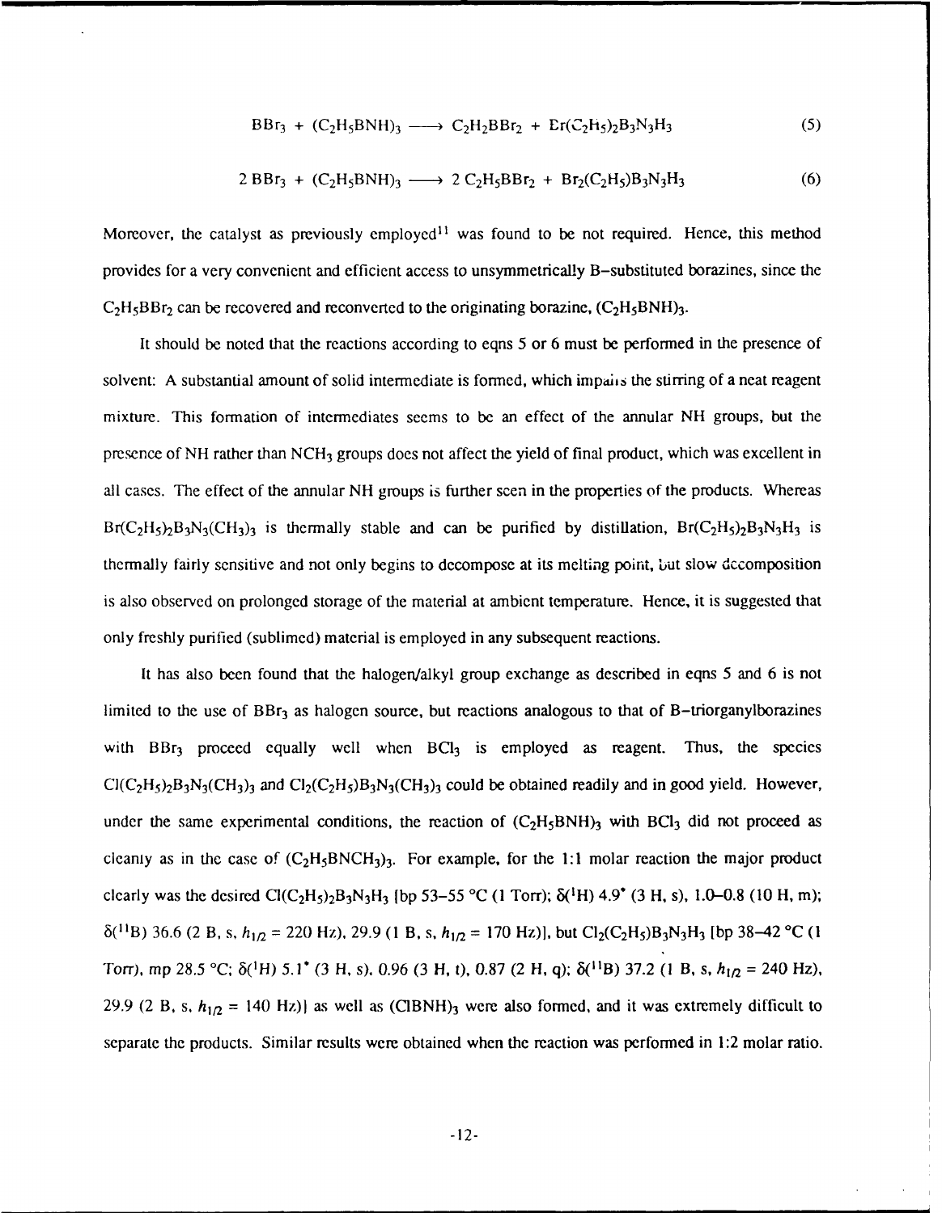$$BBr_3 + (C_2H_5BNH)_3 \longrightarrow C_2H_2BBr_2 + Br(C_2H_5)_2B_3N_3H_3 \quad (5)$$

$$2\,BBr_3 + (C_2H_5BNH)_3 \longrightarrow 2\,C_2H_5BBr_2 + Br_2(C_2H_5)B_3N_3H_3 \quad (6)$$

Moreover, the catalyst as previously employed[11] was found to be not required. Hence, this method provides for a very convenient and efficient access to unsymmetrically B–substituted borazines, since the $C_2H_5BBr_2$ can be recovered and reconverted to the originating borazine, $(C_2H_5BNH)_3$.

It should be noted that the reactions according to eqns 5 or 6 must be performed in the presence of solvent: A substantial amount of solid intermediate is formed, which impairs the stirring of a neat reagent mixture. This formation of intermediates seems to be an effect of the annular NH groups, but the presence of NH rather than $NCH_3$ groups does not affect the yield of final product, which was excellent in all cases. The effect of the annular NH groups is further seen in the properties of the products. Whereas $Br(C_2H_5)_2B_3N_3(CH_3)_3$ is thermally stable and can be purified by distillation, $Br(C_2H_5)_2B_3N_3H_3$ is thermally fairly sensitive and not only begins to decompose at its melting point, but slow decomposition is also observed on prolonged storage of the material at ambient temperature. Hence, it is suggested that only freshly purified (sublimed) material is employed in any subsequent reactions.

It has also been found that the halogen/alkyl group exchange as described in eqns 5 and 6 is not limited to the use of $BBr_3$ as halogen source, but reactions analogous to that of B–triorganylborazines with $BBr_3$ proceed equally well when $BCl_3$ is employed as reagent. Thus, the species $Cl(C_2H_5)_2B_3N_3(CH_3)_3$ and $Cl_2(C_2H_5)B_3N_3(CH_3)_3$ could be obtained readily and in good yield. However, under the same experimental conditions, the reaction of $(C_2H_5BNH)_3$ with $BCl_3$ did not proceed as cleanly as in the case of $(C_2H_5BNCH_3)_3$. For example, for the 1:1 molar reaction the major product clearly was the desired $Cl(C_2H_5)_2B_3N_3H_3$ [bp 53–55 °C (1 Torr); $\delta(^1H)$ 4.9* (3 H, s), 1.0–0.8 (10 H, m); $\delta(^{11}B)$ 36.6 (2 B, s, $h_{1/2}$ = 220 Hz), 29.9 (1 B, s, $h_{1/2}$ = 170 Hz)], but $Cl_2(C_2H_5)B_3N_3H_3$ [bp 38–42 °C (1 Torr), mp 28.5 °C; $\delta(^1H)$ 5.1* (3 H, s), 0.96 (3 H, t), 0.87 (2 H, q); $\delta(^{11}B)$ 37.2 (1 B, s, $h_{1/2}$ = 240 Hz), 29.9 (2 B, s, $h_{1/2}$ = 140 Hz)] as well as $(ClBNH)_3$ were also formed, and it was extremely difficult to separate the products. Similar results were obtained when the reaction was performed in 1:2 molar ratio.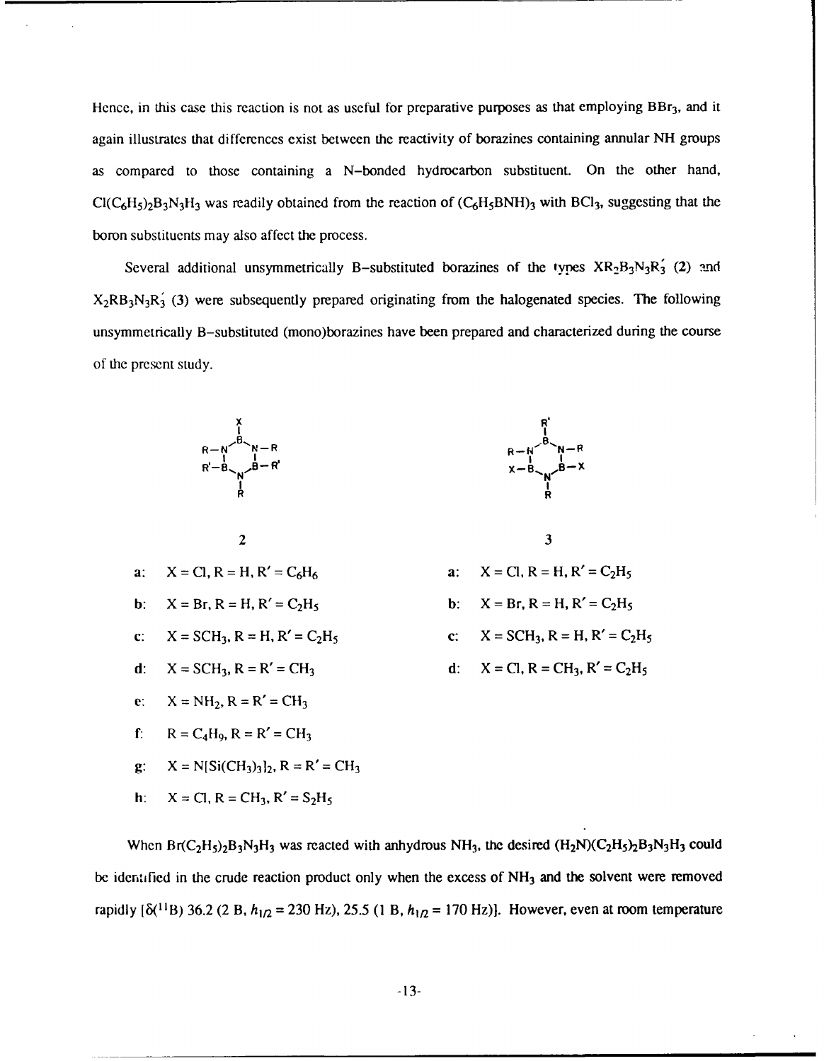Hence, in this case this reaction is not as useful for preparative purposes as that employing $BBr_3$, and it again illustrates that differences exist between the reactivity of borazines containing annular NH groups as compared to those containing a N–bonded hydrocarbon substituent. On the other hand, $Cl(C_6H_5)_2B_3N_3H_3$ was readily obtained from the reaction of $(C_6H_5BNH)_3$ with $BCl_3$, suggesting that the boron substituents may also affect the process.

Several additional unsymmetrically B–substituted borazines of the types $XR_2B_3N_3R'_3$ (2) and $X_2RB_3N_3R'_3$ (3) were subsequently prepared originating from the halogenated species. The following unsymmetrically B–substituted (mono)borazines have been prepared and characterized during the course of the present study.

**2**

- a: $X = Cl, R = H, R' = C_6H_6$
- b: $X = Br, R = H, R' = C_2H_5$
- c: $X = SCH_3, R = H, R' = C_2H_5$
- d: $X = SCH_3, R = R' = CH_3$
- e: $X = NH_2, R = R' = CH_3$
- f: $R = C_4H_9, R = R' = CH_3$
- g: $X = N[Si(CH_3)_3]_2, R = R' = CH_3$
- h: $X = Cl, R = CH_3, R' = S_2H_5$

**3**

- a: $X = Cl, R = H, R' = C_2H_5$
- b: $X = Br, R = H, R' = C_2H_5$
- c: $X = SCH_3, R = H, R' = C_2H_5$
- d: $X = Cl, R = CH_3, R' = C_2H_5$

When $Br(C_2H_5)_2B_3N_3H_3$ was reacted with anhydrous $NH_3$, the desired $(H_2N)(C_2H_5)_2B_3N_3H_3$ could be identified in the crude reaction product only when the excess of $NH_3$ and the solvent were removed rapidly [$\delta(^{11}B)$ 36.2 (2 B, $h_{1/2}$ = 230 Hz), 25.5 (1 B, $h_{1/2}$ = 170 Hz)]. However, even at room temperature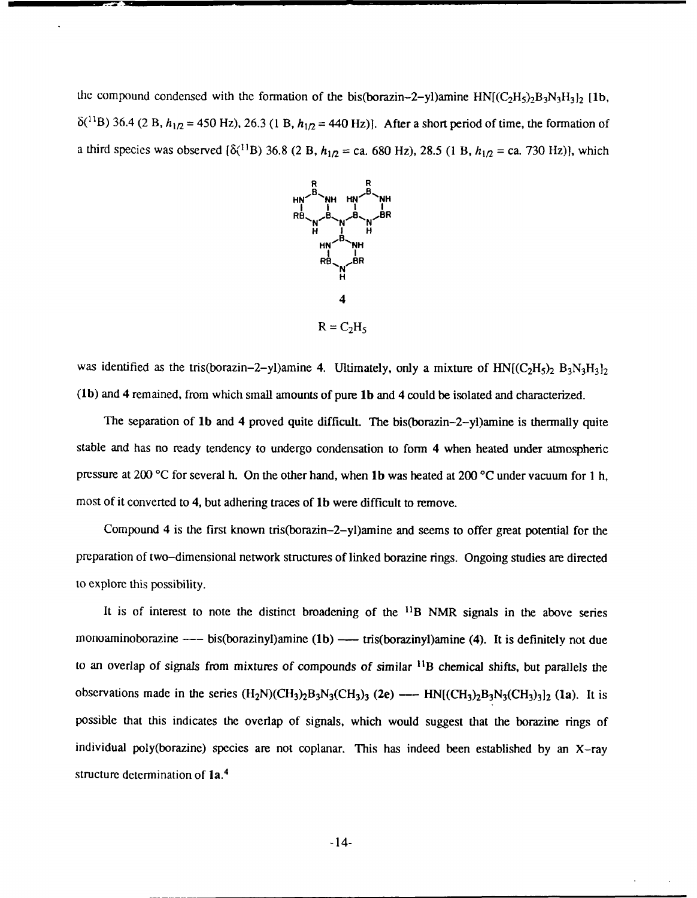the compound condensed with the formation of the bis(borazin-2-yl)amine $HN[(C_2H_5)_2B_3N_3H_3]_2$ [**1b**, $\delta(^{11}B)$ 36.4 (2 B, $h_{1/2}$ = 450 Hz), 26.3 (1 B, $h_{1/2}$ = 440 Hz)]. After a short period of time, the formation of a third species was observed [$\delta(^{11}B)$ 36.8 (2 B, $h_{1/2}$ = ca. 680 Hz), 28.5 (1 B, $h_{1/2}$ = ca. 730 Hz)], which

**4**

R = $C_2H_5$

was identified as the tris(borazin-2-yl)amine **4**. Ultimately, only a mixture of $HN[(C_2H_5)_2 B_3N_3H_3]_2$ (**1b**) and **4** remained, from which small amounts of pure **1b** and **4** could be isolated and characterized.

The separation of **1b** and **4** proved quite difficult. The bis(borazin-2-yl)amine is thermally quite stable and has no ready tendency to undergo condensation to form **4** when heated under atmospheric pressure at 200 °C for several h. On the other hand, when **1b** was heated at 200 °C under vacuum for 1 h, most of it converted to **4**, but adhering traces of **1b** were difficult to remove.

Compound **4** is the first known tris(borazin-2-yl)amine and seems to offer great potential for the preparation of two-dimensional network structures of linked borazine rings. Ongoing studies are directed to explore this possibility.

It is of interest to note the distinct broadening of the $^{11}B$ NMR signals in the above series monoaminoborazine --- bis(borazinyl)amine (**1b**) —— tris(borazinyl)amine (**4**). It is definitely not due to an overlap of signals from mixtures of compounds of similar $^{11}B$ chemical shifts, but parallels the observations made in the series $(H_2N)(CH_3)_2B_3N_3(CH_3)_3$ (**2e**) —— $HN[(CH_3)_2B_3N_3(CH_3)_3]_2$ (**1a**). It is possible that this indicates the overlap of signals, which would suggest that the borazine rings of individual poly(borazine) species are not coplanar. This has indeed been established by an X-ray structure determination of **1a**.[4]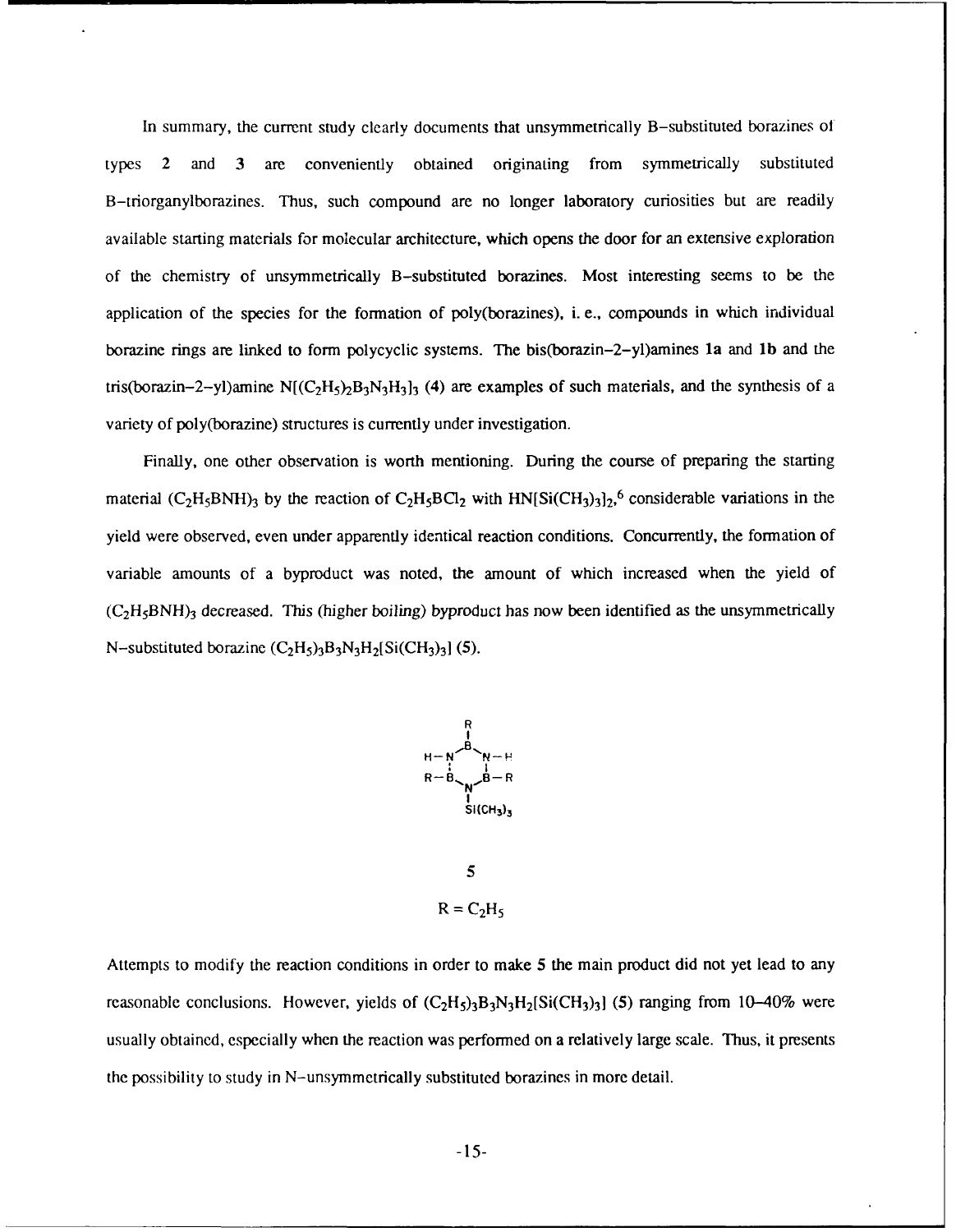In summary, the current study clearly documents that unsymmetrically B–substituted borazines of types **2** and **3** are conveniently obtained originating from symmetrically substituted B–triorganylborazines. Thus, such compound are no longer laboratory curiosities but are readily available starting materials for molecular architecture, which opens the door for an extensive exploration of the chemistry of unsymmetrically B–substituted borazines. Most interesting seems to be the application of the species for the formation of poly(borazines), i. e., compounds in which individual borazine rings are linked to form polycyclic systems. The bis(borazin–2–yl)amines **1a** and **1b** and the tris(borazin–2–yl)amine $N[(C_2H_5)_2B_3N_3H_3]_3$ (**4**) are examples of such materials, and the synthesis of a variety of poly(borazine) structures is currently under investigation.

Finally, one other observation is worth mentioning. During the course of preparing the starting material $(C_2H_5BNH)_3$ by the reaction of $C_2H_5BCl_2$ with $HN[Si(CH_3)_3]_2$,[6] considerable variations in the yield were observed, even under apparently identical reaction conditions. Concurrently, the formation of variable amounts of a byproduct was noted, the amount of which increased when the yield of $(C_2H_5BNH)_3$ decreased. This (higher boiling) byproduct has now been identified as the unsymmetrically N–substituted borazine $(C_2H_5)_3B_3N_3H_2[Si(CH_3)_3]$ (**5**).

**5**

$R = C_2H_5$

Attempts to modify the reaction conditions in order to make **5** the main product did not yet lead to any reasonable conclusions. However, yields of $(C_2H_5)_3B_3N_3H_2[Si(CH_3)_3]$ (**5**) ranging from 10–40% were usually obtained, especially when the reaction was performed on a relatively large scale. Thus, it presents the possibility to study in N–unsymmetrically substituted borazines in more detail.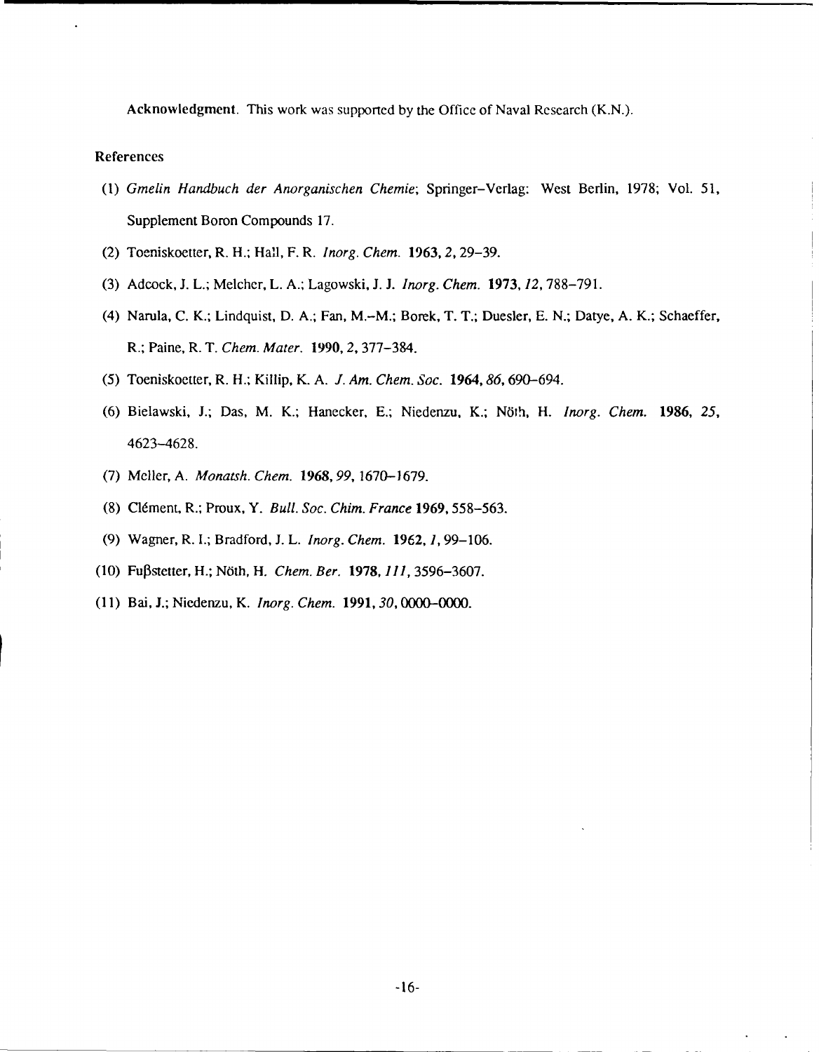**Acknowledgment**. This work was supported by the Office of Naval Research (K.N.).

## References

(1) *Gmelin Handbuch der Anorganischen Chemie*; Springer–Verlag: West Berlin, 1978; Vol. 51, Supplement Boron Compounds 17.

(2) Toeniskoetter, R. H.; Hall, F. R. *Inorg. Chem.* **1963**, *2*, 29–39.

(3) Adcock, J. L.; Melcher, L. A.; Lagowski, J. J. *Inorg. Chem.* **1973**, *12*, 788–791.

(4) Narula, C. K.; Lindquist, D. A.; Fan, M.–M.; Borek, T. T.; Duesler, E. N.; Datye, A. K.; Schaeffer, R.; Paine, R. T. *Chem. Mater.* **1990**, *2*, 377–384.

(5) Toeniskoetter, R. H.; Killip, K. A. *J. Am. Chem. Soc.* **1964**, *86*, 690–694.

(6) Bielawski, J.; Das, M. K.; Hanecker, E.; Niedenzu, K.; Nöth, H. *Inorg. Chem.* **1986**, *25*, 4623–4628.

(7) Meller, A. *Monatsh. Chem.* **1968**, *99*, 1670–1679.

(8) Clément, R.; Proux, Y. *Bull. Soc. Chim. France* **1969**, 558–563.

(9) Wagner, R. I.; Bradford, J. L. *Inorg. Chem.* **1962**, *1*, 99–106.

(10) Fußstetter, H.; Nöth, H. *Chem. Ber.* **1978**, *111*, 3596–3607.

(11) Bai, J.; Niedenzu, K. *Inorg. Chem.* **1991**, *30*, 0000–0000.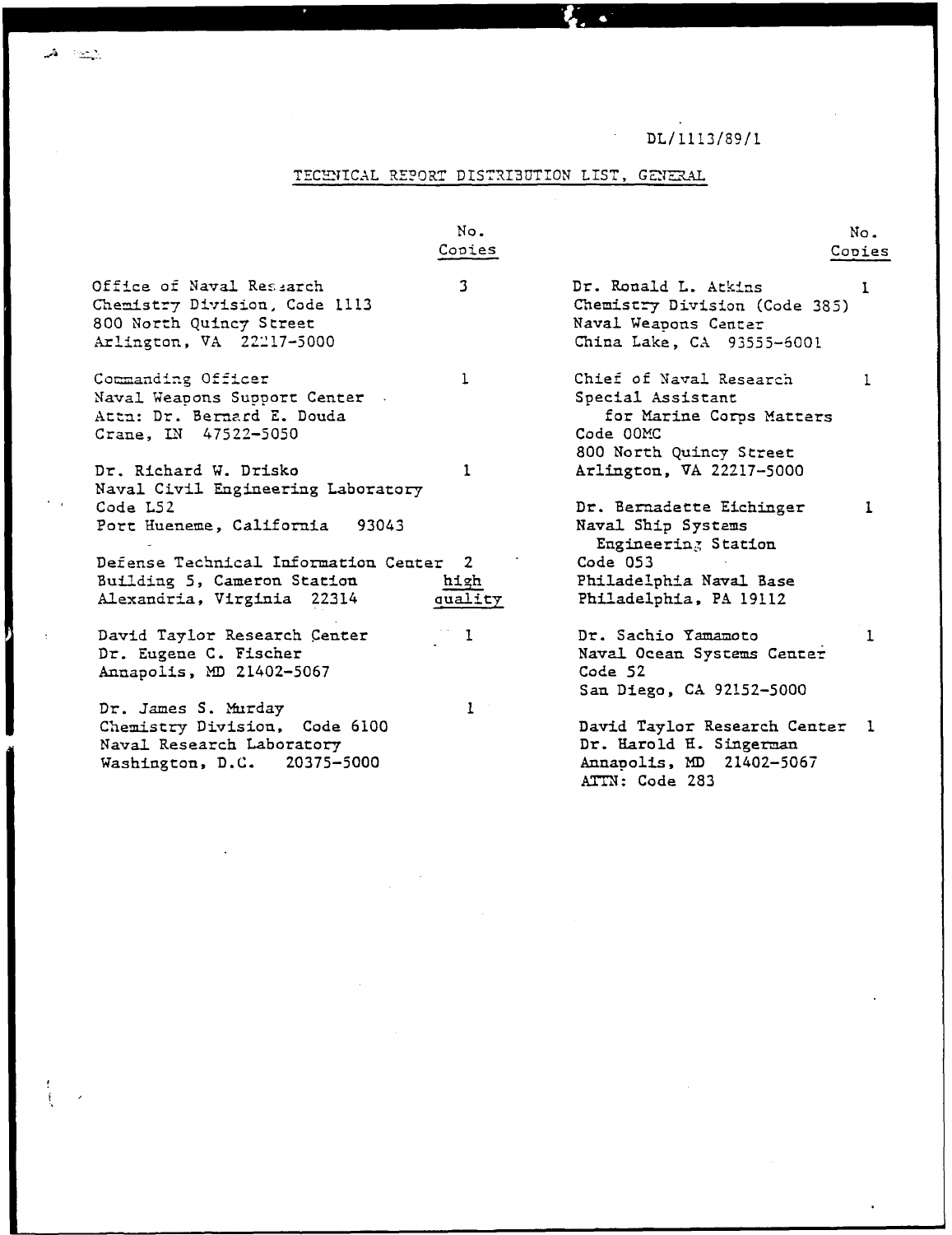DL/1113/89/1

# TECHNICAL REPORT DISTRIBUTION LIST, GENERAL

| | No. Copies |
|---|---|
| Office of Naval Research<br>Chemistry Division, Code 1113<br>800 North Quincy Street<br>Arlington, VA 22217-5000 | 3 |
| Commanding Officer<br>Naval Weapons Support Center<br>Attn: Dr. Bernard E. Douda<br>Crane, IN 47522-5050 | 1 |
| Dr. Richard W. Drisko<br>Naval Civil Engineering Laboratory<br>Code L52<br>Port Hueneme, California 93043 | 1 |
| Defense Technical Information Center<br>Building 5, Cameron Station<br>Alexandria, Virginia 22314 | 2<br>high quality |
| David Taylor Research Center<br>Dr. Eugene C. Fischer<br>Annapolis, MD 21402-5067 | 1 |
| Dr. James S. Murday<br>Chemistry Division, Code 6100<br>Naval Research Laboratory<br>Washington, D.C. 20375-5000 | 1 |
| Dr. Ronald L. Atkins<br>Chemistry Division (Code 385)<br>Naval Weapons Center<br>China Lake, CA 93555-6001 | 1 |
| Chief of Naval Research<br>Special Assistant<br>for Marine Corps Matters<br>Code 00MC<br>800 North Quincy Street<br>Arlington, VA 22217-5000 | 1 |
| Dr. Bernadette Eichinger<br>Naval Ship Systems<br>Engineering Station<br>Code 053<br>Philadelphia Naval Base<br>Philadelphia, PA 19112 | 1 |
| Dr. Sachio Yamamoto<br>Naval Ocean Systems Center<br>Code 52<br>San Diego, CA 92152-5000 | 1 |
| David Taylor Research Center<br>Dr. Harold H. Singerman<br>Annapolis, MD 21402-5067<br>ATTN: Code 283 | 1 |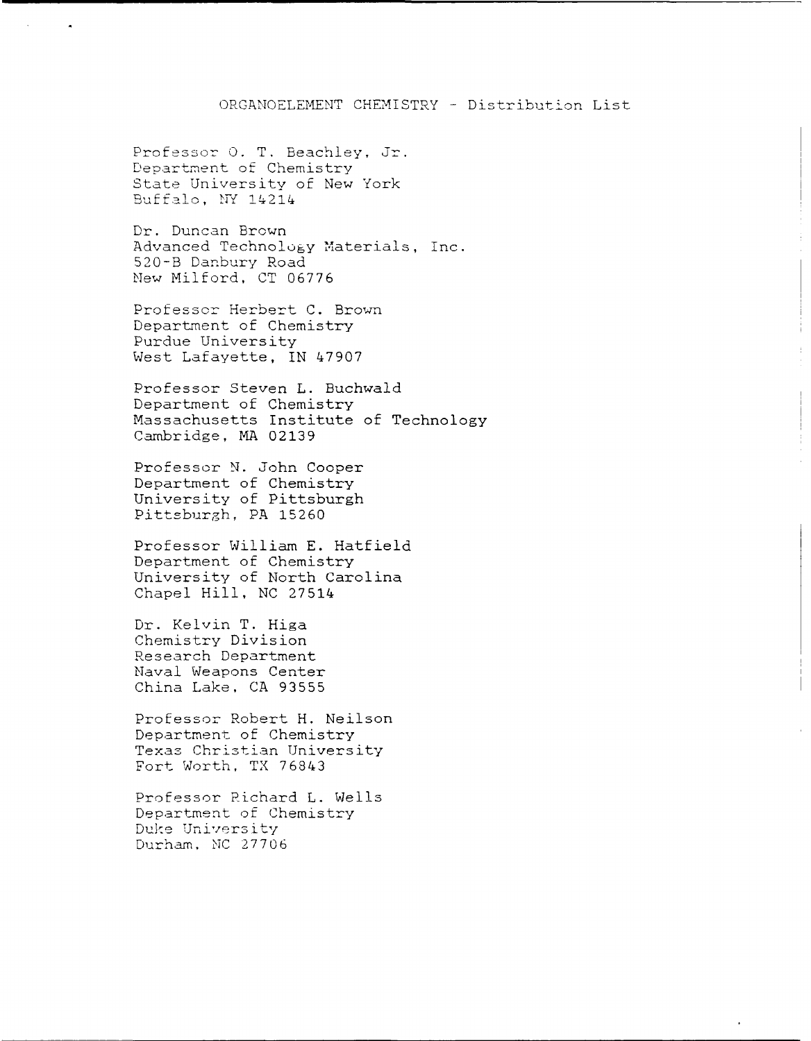ORGANOELEMENT CHEMISTRY - Distribution List

Professor O. T. Beachley, Jr.
Department of Chemistry
State University of New York
Buffalo, NY 14214

Dr. Duncan Brown
Advanced Technology Materials, Inc.
520-B Danbury Road
New Milford, CT 06776

Professor Herbert C. Brown
Department of Chemistry
Purdue University
West Lafayette, IN 47907

Professor Steven L. Buchwald
Department of Chemistry
Massachusetts Institute of Technology
Cambridge, MA 02139

Professor N. John Cooper
Department of Chemistry
University of Pittsburgh
Pittsburgh, PA 15260

Professor William E. Hatfield
Department of Chemistry
University of North Carolina
Chapel Hill, NC 27514

Dr. Kelvin T. Higa
Chemistry Division
Research Department
Naval Weapons Center
China Lake, CA 93555

Professor Robert H. Neilson
Department of Chemistry
Texas Christian University
Fort Worth, TX 76843

Professor Richard L. Wells
Department of Chemistry
Duke University
Durham, NC 27706